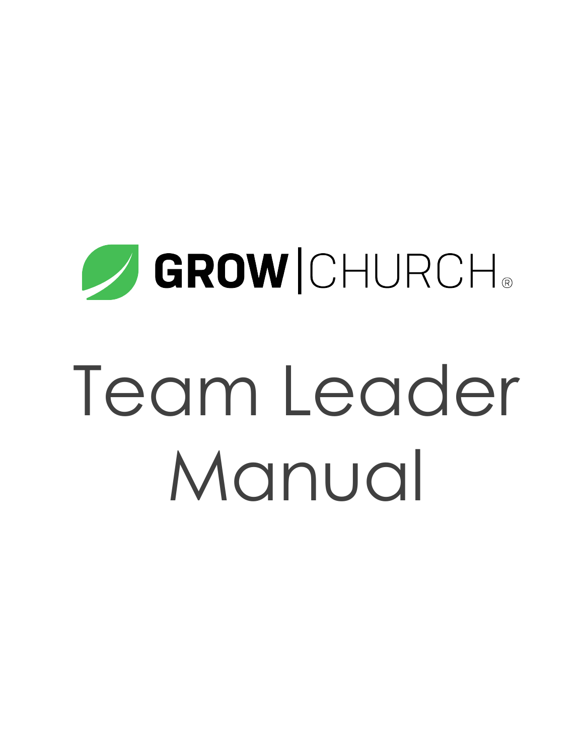GROW | CHURCH®

# Team Leader Manual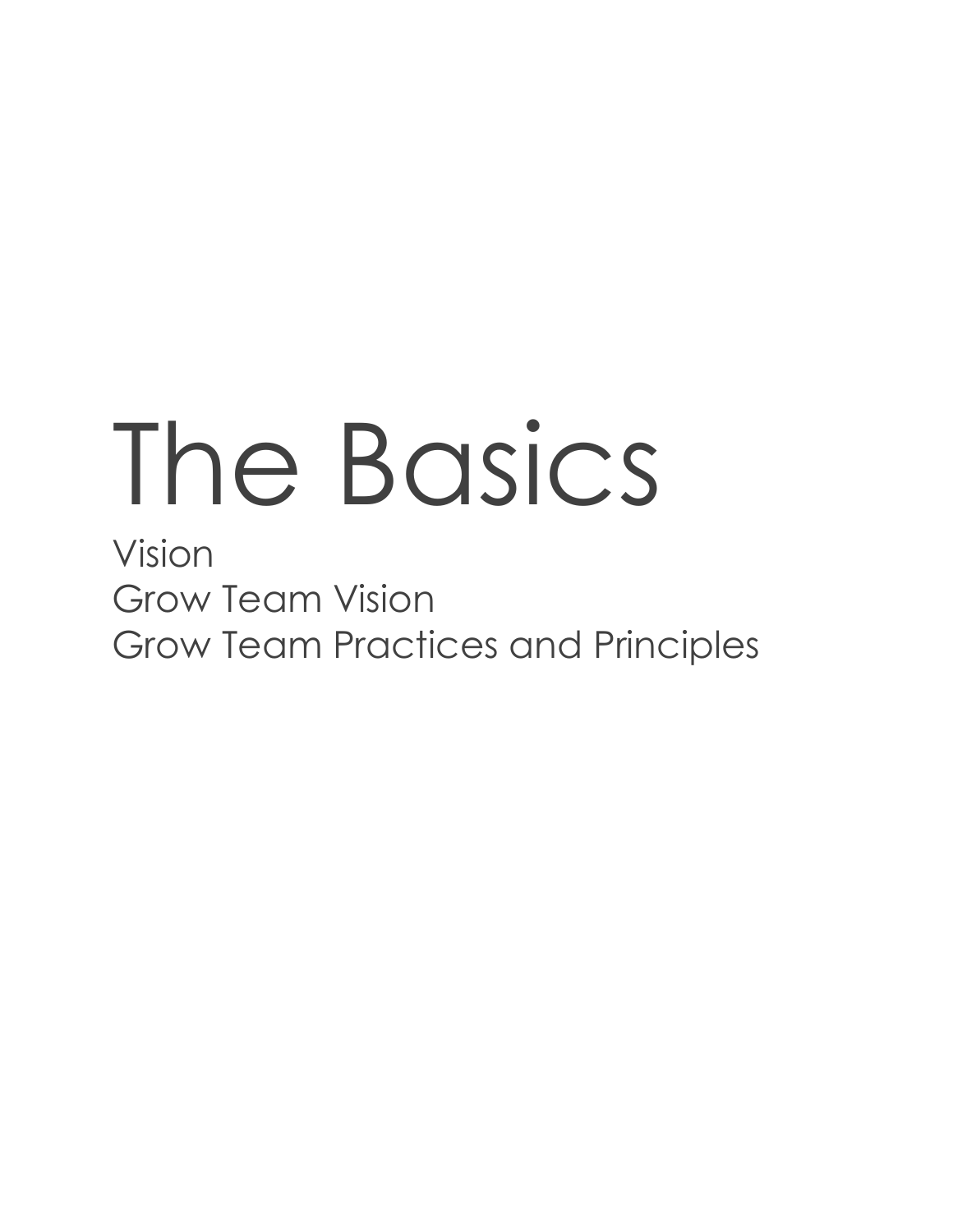# The Basics

Vision
Grow Team Vision
Grow Team Practices and Principles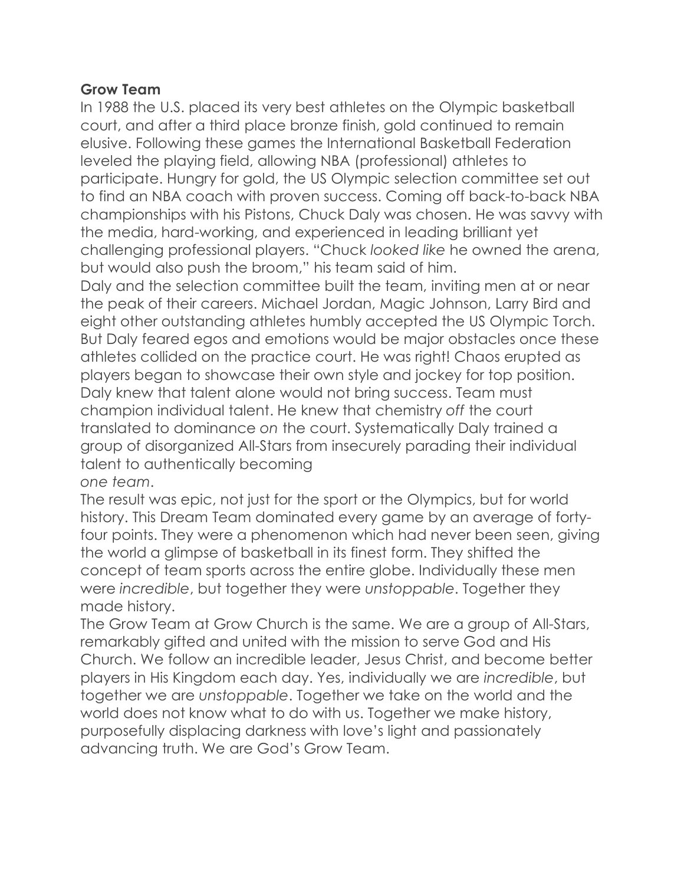**Grow Team**

In 1988 the U.S. placed its very best athletes on the Olympic basketball court, and after a third place bronze finish, gold continued to remain elusive. Following these games the International Basketball Federation leveled the playing field, allowing NBA (professional) athletes to participate. Hungry for gold, the US Olympic selection committee set out to find an NBA coach with proven success. Coming off back-to-back NBA championships with his Pistons, Chuck Daly was chosen. He was savvy with the media, hard-working, and experienced in leading brilliant yet challenging professional players. "Chuck *looked like* he owned the arena, but would also push the broom," his team said of him.

Daly and the selection committee built the team, inviting men at or near the peak of their careers. Michael Jordan, Magic Johnson, Larry Bird and eight other outstanding athletes humbly accepted the US Olympic Torch. But Daly feared egos and emotions would be major obstacles once these athletes collided on the practice court. He was right! Chaos erupted as players began to showcase their own style and jockey for top position. Daly knew that talent alone would not bring success. Team must champion individual talent. He knew that chemistry *off* the court translated to dominance *on* the court. Systematically Daly trained a group of disorganized All-Stars from insecurely parading their individual talent to authentically becoming *one team*.

The result was epic, not just for the sport or the Olympics, but for world history. This Dream Team dominated every game by an average of forty-four points. They were a phenomenon which had never been seen, giving the world a glimpse of basketball in its finest form. They shifted the concept of team sports across the entire globe. Individually these men were *incredible*, but together they were *unstoppable*. Together they made history.

The Grow Team at Grow Church is the same. We are a group of All-Stars, remarkably gifted and united with the mission to serve God and His Church. We follow an incredible leader, Jesus Christ, and become better players in His Kingdom each day. Yes, individually we are *incredible*, but together we are *unstoppable*. Together we take on the world and the world does not know what to do with us. Together we make history, purposefully displacing darkness with love's light and passionately advancing truth. We are God's Grow Team.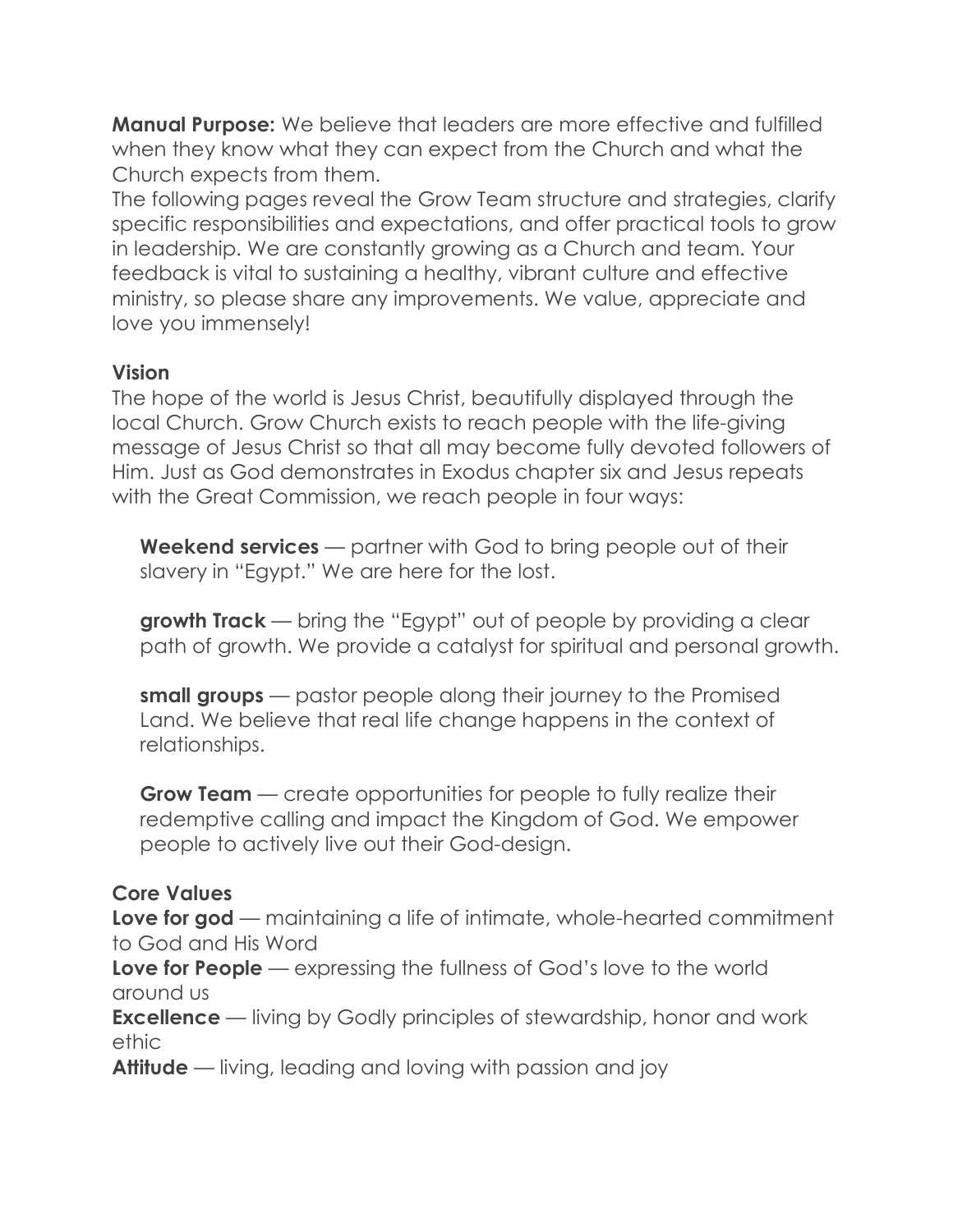**Manual Purpose:** We believe that leaders are more effective and fulfilled when they know what they can expect from the Church and what the Church expects from them.

The following pages reveal the Grow Team structure and strategies, clarify specific responsibilities and expectations, and offer practical tools to grow in leadership. We are constantly growing as a Church and team. Your feedback is vital to sustaining a healthy, vibrant culture and effective ministry, so please share any improvements. We value, appreciate and love you immensely!

**Vision**

The hope of the world is Jesus Christ, beautifully displayed through the local Church. Grow Church exists to reach people with the life-giving message of Jesus Christ so that all may become fully devoted followers of Him. Just as God demonstrates in Exodus chapter six and Jesus repeats with the Great Commission, we reach people in four ways:

**Weekend services** — partner with God to bring people out of their slavery in "Egypt." We are here for the lost.

**growth Track** — bring the "Egypt" out of people by providing a clear path of growth. We provide a catalyst for spiritual and personal growth.

**small groups** — pastor people along their journey to the Promised Land. We believe that real life change happens in the context of relationships.

**Grow Team** — create opportunities for people to fully realize their redemptive calling and impact the Kingdom of God. We empower people to actively live out their God-design.

**Core Values**

**Love for god** — maintaining a life of intimate, whole-hearted commitment to God and His Word

**Love for People** — expressing the fullness of God's love to the world around us

**Excellence** — living by Godly principles of stewardship, honor and work ethic

**Attitude** — living, leading and loving with passion and joy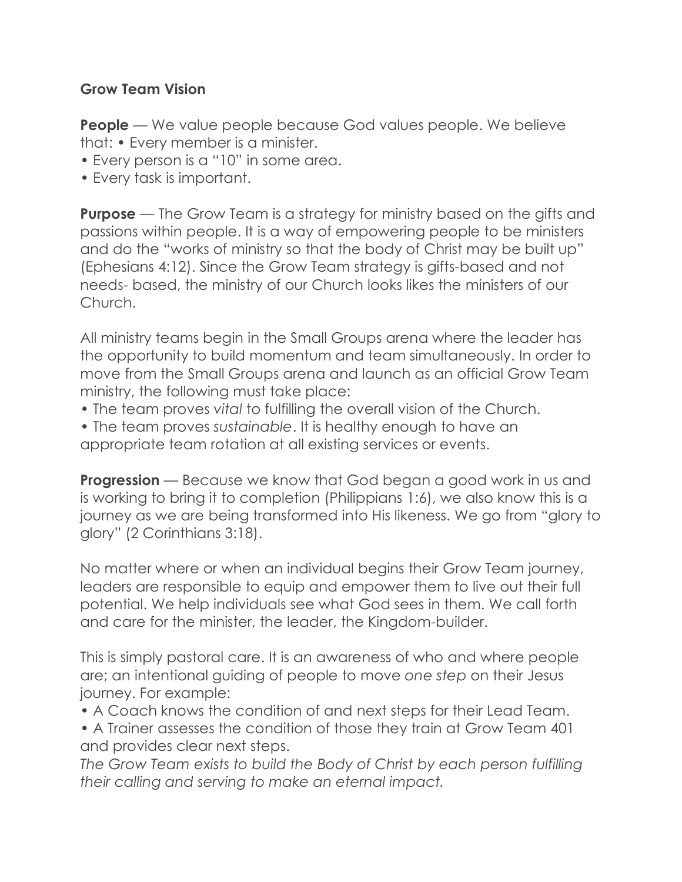**Grow Team Vision**

**People** — We value people because God values people. We believe that: • Every member is a minister.
• Every person is a "10" in some area.
• Every task is important.

**Purpose** — The Grow Team is a strategy for ministry based on the gifts and passions within people. It is a way of empowering people to be ministers and do the "works of ministry so that the body of Christ may be built up" (Ephesians 4:12). Since the Grow Team strategy is gifts-based and not needs- based, the ministry of our Church looks likes the ministers of our Church.

All ministry teams begin in the Small Groups arena where the leader has the opportunity to build momentum and team simultaneously. In order to move from the Small Groups arena and launch as an official Grow Team ministry, the following must take place:
• The team proves *vital* to fulfilling the overall vision of the Church.
• The team proves *sustainable*. It is healthy enough to have an appropriate team rotation at all existing services or events.

**Progression** — Because we know that God began a good work in us and is working to bring it to completion (Philippians 1:6), we also know this is a journey as we are being transformed into His likeness. We go from "glory to glory" (2 Corinthians 3:18).

No matter where or when an individual begins their Grow Team journey, leaders are responsible to equip and empower them to live out their full potential. We help individuals see what God sees in them. We call forth and care for the minister, the leader, the Kingdom-builder.

This is simply pastoral care. It is an awareness of who and where people are; an intentional guiding of people to move *one step* on their Jesus journey. For example:
• A Coach knows the condition of and next steps for their Lead Team.
• A Trainer assesses the condition of those they train at Grow Team 401 and provides clear next steps.
*The Grow Team exists to build the Body of Christ by each person fulfilling their calling and serving to make an eternal impact.*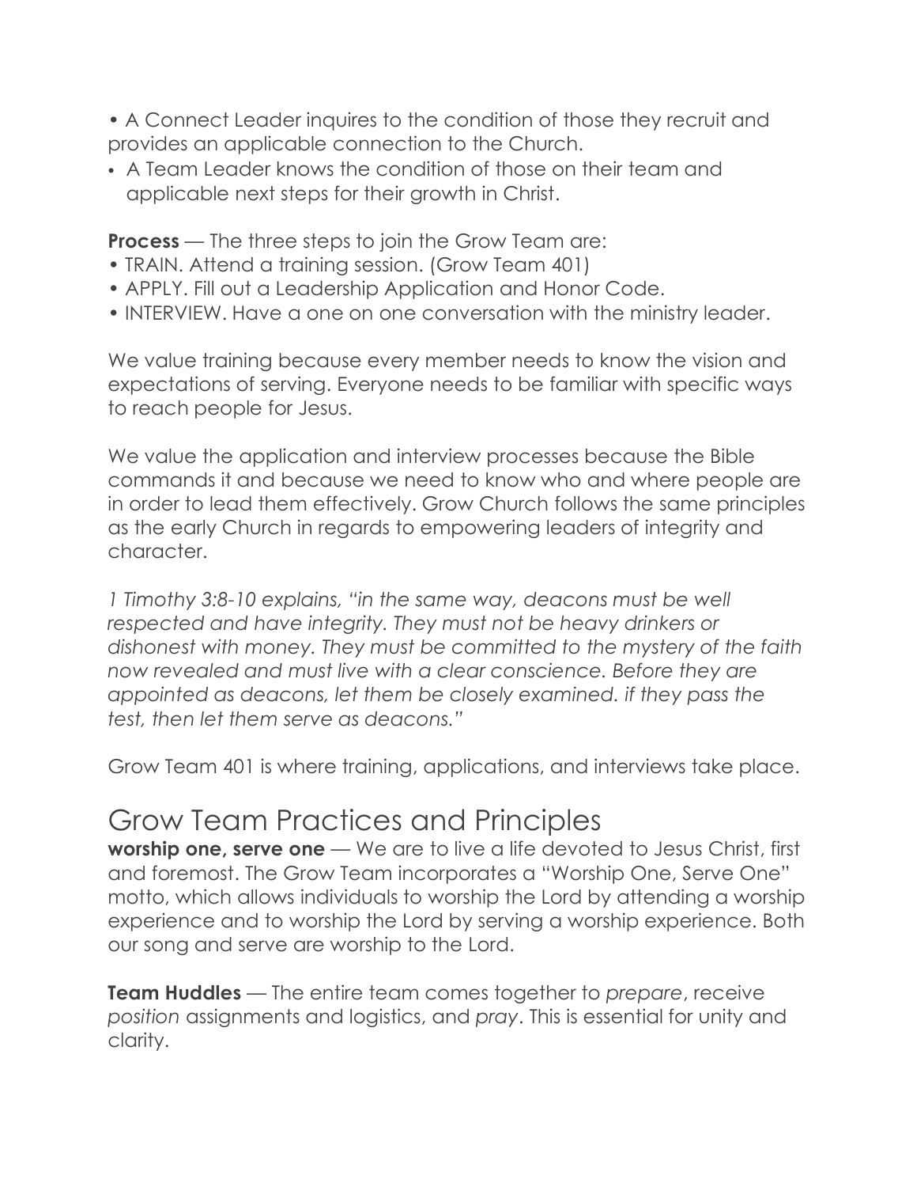- A Connect Leader inquires to the condition of those they recruit and provides an applicable connection to the Church.
- A Team Leader knows the condition of those on their team and applicable next steps for their growth in Christ.

**Process** — The three steps to join the Grow Team are:

- TRAIN. Attend a training session. (Grow Team 401)
- APPLY. Fill out a Leadership Application and Honor Code.
- INTERVIEW. Have a one on one conversation with the ministry leader.

We value training because every member needs to know the vision and expectations of serving. Everyone needs to be familiar with specific ways to reach people for Jesus.

We value the application and interview processes because the Bible commands it and because we need to know who and where people are in order to lead them effectively. Grow Church follows the same principles as the early Church in regards to empowering leaders of integrity and character.

*1 Timothy 3:8-10 explains, "in the same way, deacons must be well respected and have integrity. They must not be heavy drinkers or dishonest with money. They must be committed to the mystery of the faith now revealed and must live with a clear conscience. Before they are appointed as deacons, let them be closely examined. if they pass the test, then let them serve as deacons."*

Grow Team 401 is where training, applications, and interviews take place.

## Grow Team Practices and Principles

**worship one, serve one** — We are to live a life devoted to Jesus Christ, first and foremost. The Grow Team incorporates a "Worship One, Serve One" motto, which allows individuals to worship the Lord by attending a worship experience and to worship the Lord by serving a worship experience. Both our song and serve are worship to the Lord.

**Team Huddles** — The entire team comes together to *prepare*, receive *position* assignments and logistics, and *pray*. This is essential for unity and clarity.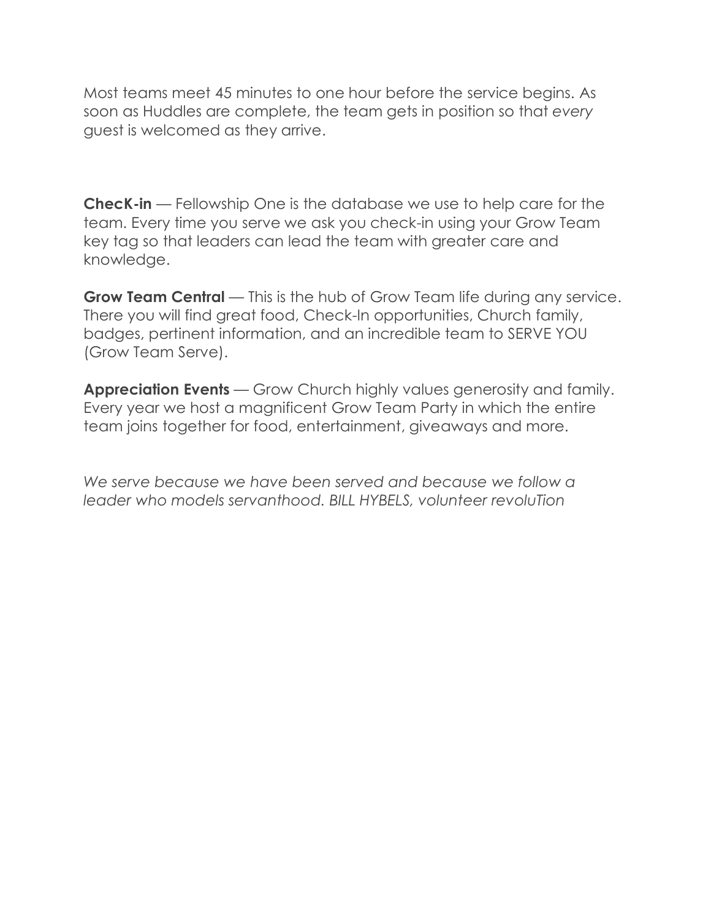Most teams meet 45 minutes to one hour before the service begins. As soon as Huddles are complete, the team gets in position so that *every* guest is welcomed as they arrive.

**ChecK-in** — Fellowship One is the database we use to help care for the team. Every time you serve we ask you check-in using your Grow Team key tag so that leaders can lead the team with greater care and knowledge.

**Grow Team Central** — This is the hub of Grow Team life during any service. There you will find great food, Check-In opportunities, Church family, badges, pertinent information, and an incredible team to SERVE YOU (Grow Team Serve).

**Appreciation Events** — Grow Church highly values generosity and family. Every year we host a magnificent Grow Team Party in which the entire team joins together for food, entertainment, giveaways and more.

*We serve because we have been served and because we follow a leader who models servanthood. BILL HYBELS, volunteer revoluTion*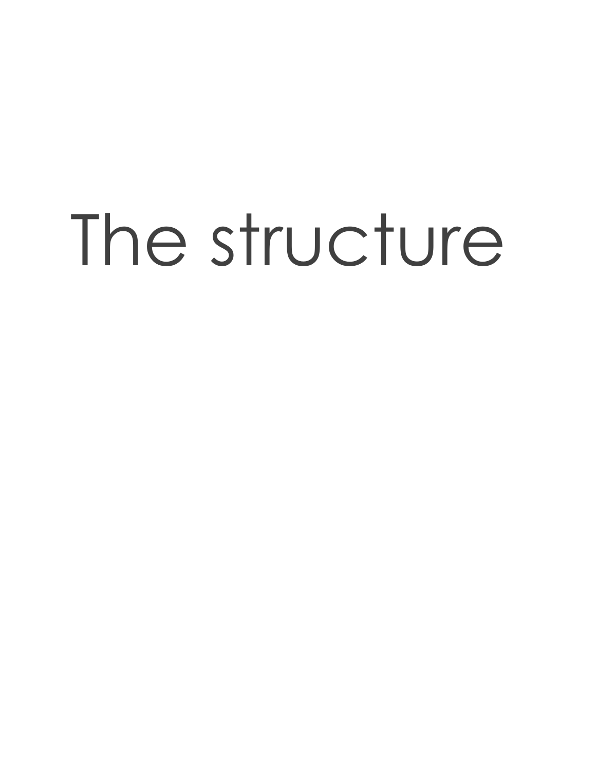# The structure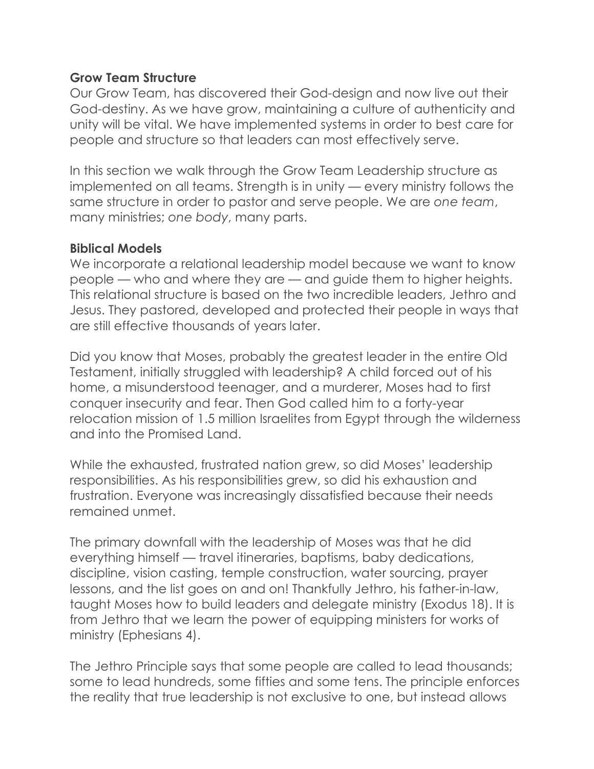**Grow Team Structure**

Our Grow Team, has discovered their God-design and now live out their God-destiny. As we have grow, maintaining a culture of authenticity and unity will be vital. We have implemented systems in order to best care for people and structure so that leaders can most effectively serve.

In this section we walk through the Grow Team Leadership structure as implemented on all teams. Strength is in unity — every ministry follows the same structure in order to pastor and serve people. We are *one team*, many ministries; *one body*, many parts.

**Biblical Models**

We incorporate a relational leadership model because we want to know people — who and where they are — and guide them to higher heights. This relational structure is based on the two incredible leaders, Jethro and Jesus. They pastored, developed and protected their people in ways that are still effective thousands of years later.

Did you know that Moses, probably the greatest leader in the entire Old Testament, initially struggled with leadership? A child forced out of his home, a misunderstood teenager, and a murderer, Moses had to first conquer insecurity and fear. Then God called him to a forty-year relocation mission of 1.5 million Israelites from Egypt through the wilderness and into the Promised Land.

While the exhausted, frustrated nation grew, so did Moses' leadership responsibilities. As his responsibilities grew, so did his exhaustion and frustration. Everyone was increasingly dissatisfied because their needs remained unmet.

The primary downfall with the leadership of Moses was that he did everything himself — travel itineraries, baptisms, baby dedications, discipline, vision casting, temple construction, water sourcing, prayer lessons, and the list goes on and on! Thankfully Jethro, his father-in-law, taught Moses how to build leaders and delegate ministry (Exodus 18). It is from Jethro that we learn the power of equipping ministers for works of ministry (Ephesians 4).

The Jethro Principle says that some people are called to lead thousands; some to lead hundreds, some fifties and some tens. The principle enforces the reality that true leadership is not exclusive to one, but instead allows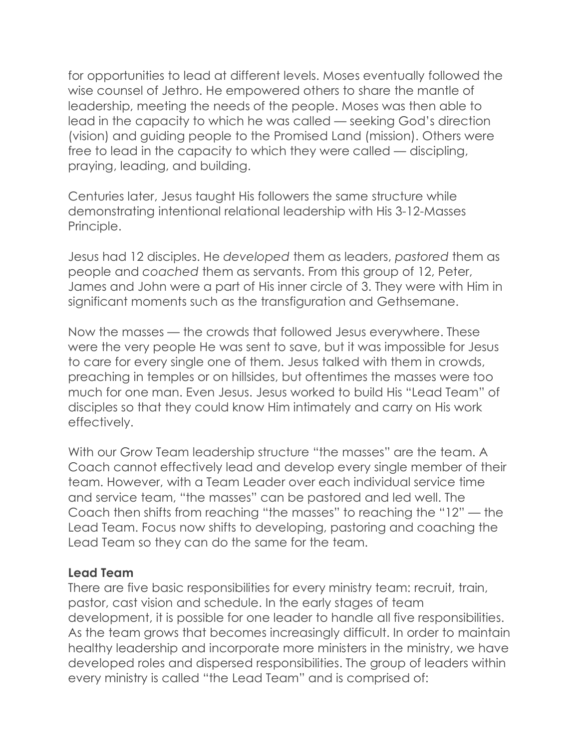for opportunities to lead at different levels. Moses eventually followed the wise counsel of Jethro. He empowered others to share the mantle of leadership, meeting the needs of the people. Moses was then able to lead in the capacity to which he was called — seeking God's direction (vision) and guiding people to the Promised Land (mission). Others were free to lead in the capacity to which they were called — discipling, praying, leading, and building.

Centuries later, Jesus taught His followers the same structure while demonstrating intentional relational leadership with His 3-12-Masses Principle.

Jesus had 12 disciples. He *developed* them as leaders, *pastored* them as people and *coached* them as servants. From this group of 12, Peter, James and John were a part of His inner circle of 3. They were with Him in significant moments such as the transfiguration and Gethsemane.

Now the masses — the crowds that followed Jesus everywhere. These were the very people He was sent to save, but it was impossible for Jesus to care for every single one of them. Jesus talked with them in crowds, preaching in temples or on hillsides, but oftentimes the masses were too much for one man. Even Jesus. Jesus worked to build His "Lead Team" of disciples so that they could know Him intimately and carry on His work effectively.

With our Grow Team leadership structure "the masses" are the team. A Coach cannot effectively lead and develop every single member of their team. However, with a Team Leader over each individual service time and service team, "the masses" can be pastored and led well. The Coach then shifts from reaching "the masses" to reaching the "12" — the Lead Team. Focus now shifts to developing, pastoring and coaching the Lead Team so they can do the same for the team.

**Lead Team**

There are five basic responsibilities for every ministry team: recruit, train, pastor, cast vision and schedule. In the early stages of team development, it is possible for one leader to handle all five responsibilities. As the team grows that becomes increasingly difficult. In order to maintain healthy leadership and incorporate more ministers in the ministry, we have developed roles and dispersed responsibilities. The group of leaders within every ministry is called "the Lead Team" and is comprised of: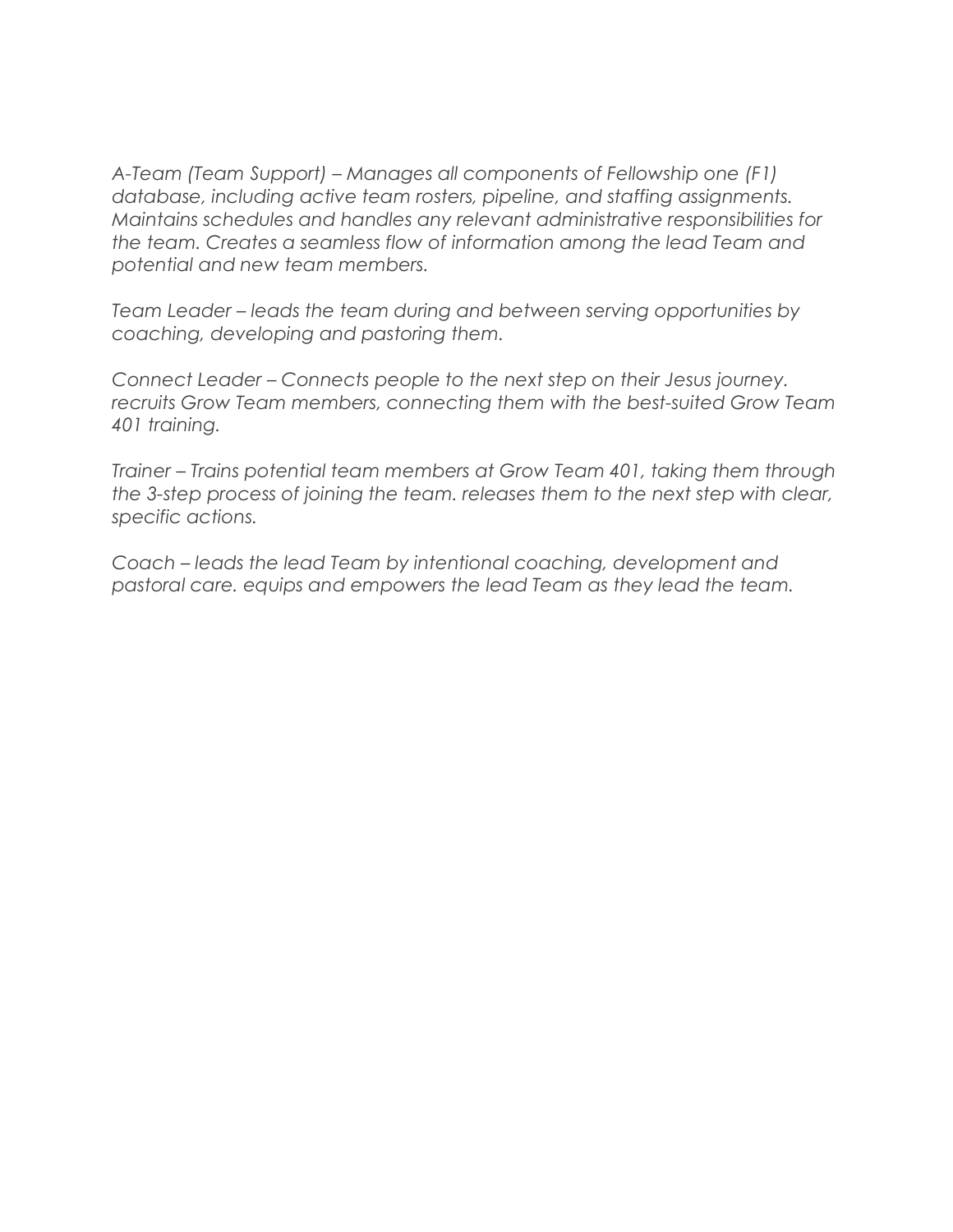*A-Team (Team Support) – Manages all components of Fellowship one (F1) database, including active team rosters, pipeline, and staffing assignments. Maintains schedules and handles any relevant administrative responsibilities for the team. Creates a seamless flow of information among the lead Team and potential and new team members.*

*Team Leader – leads the team during and between serving opportunities by coaching, developing and pastoring them.*

*Connect Leader – Connects people to the next step on their Jesus journey. recruits Grow Team members, connecting them with the best-suited Grow Team 401 training.*

*Trainer – Trains potential team members at Grow Team 401, taking them through the 3-step process of joining the team. releases them to the next step with clear, specific actions.*

*Coach – leads the lead Team by intentional coaching, development and pastoral care. equips and empowers the lead Team as they lead the team.*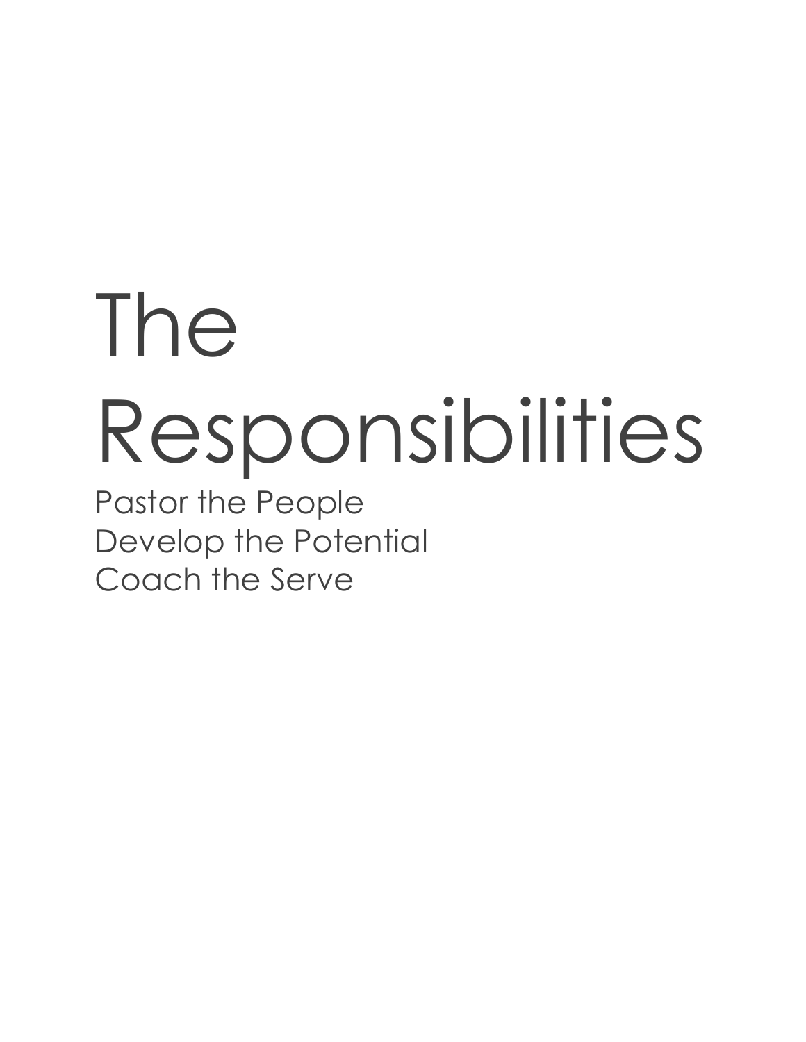# The Responsibilities

Pastor the People
Develop the Potential
Coach the Serve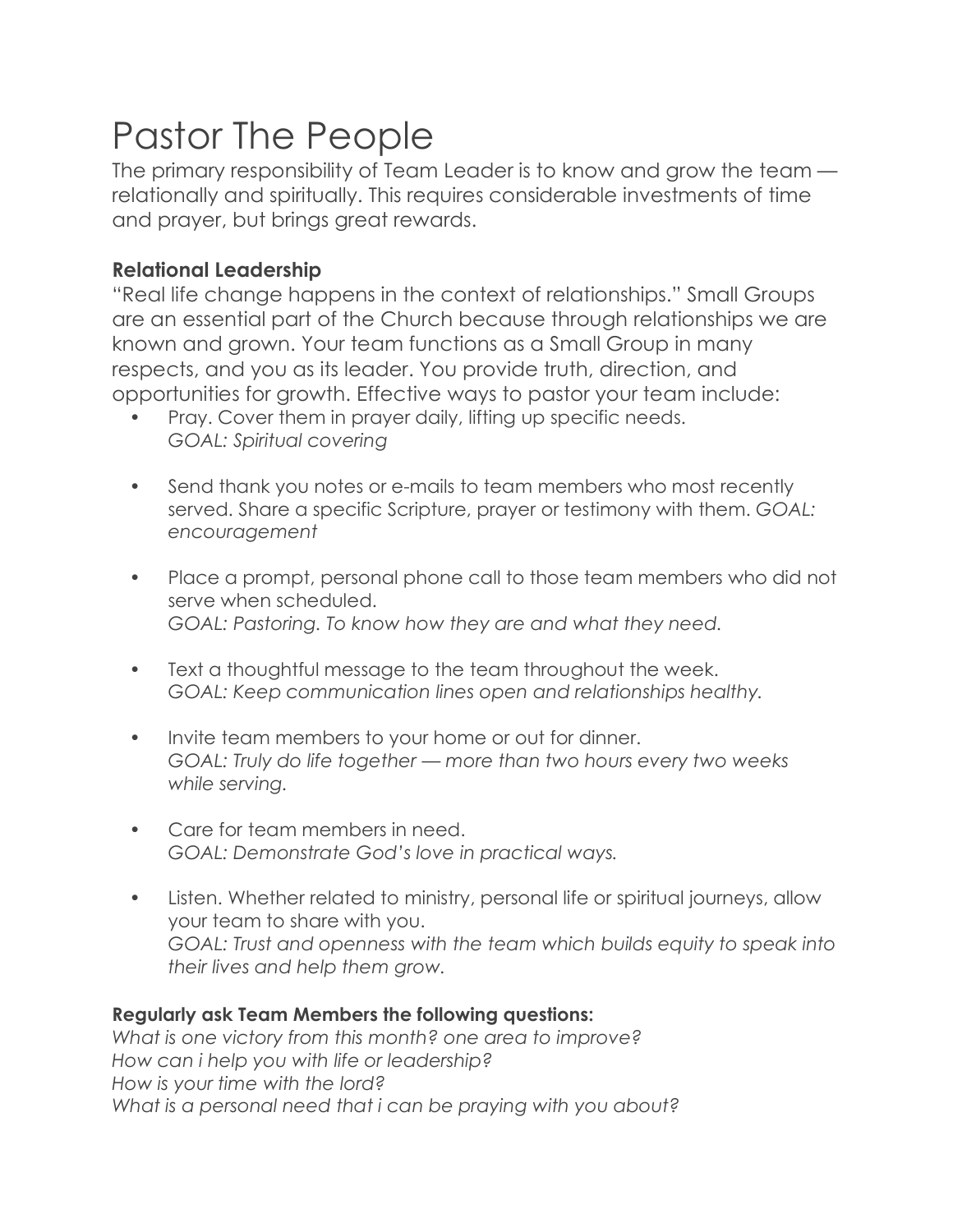# Pastor The People

The primary responsibility of Team Leader is to know and grow the team — relationally and spiritually. This requires considerable investments of time and prayer, but brings great rewards.

**Relational Leadership**

"Real life change happens in the context of relationships." Small Groups are an essential part of the Church because through relationships we are known and grown. Your team functions as a Small Group in many respects, and you as its leader. You provide truth, direction, and opportunities for growth. Effective ways to pastor your team include:

- Pray. Cover them in prayer daily, lifting up specific needs.
  *GOAL: Spiritual covering*

- Send thank you notes or e-mails to team members who most recently served. Share a specific Scripture, prayer or testimony with them. *GOAL: encouragement*

- Place a prompt, personal phone call to those team members who did not serve when scheduled.
  *GOAL: Pastoring. To know how they are and what they need.*

- Text a thoughtful message to the team throughout the week.
  *GOAL: Keep communication lines open and relationships healthy.*

- Invite team members to your home or out for dinner.
  *GOAL: Truly do life together — more than two hours every two weeks while serving.*

- Care for team members in need.
  *GOAL: Demonstrate God's love in practical ways.*

- Listen. Whether related to ministry, personal life or spiritual journeys, allow your team to share with you.
  *GOAL: Trust and openness with the team which builds equity to speak into their lives and help them grow.*

**Regularly ask Team Members the following questions:**

*What is one victory from this month? one area to improve?*
*How can i help you with life or leadership?*
*How is your time with the lord?*
*What is a personal need that i can be praying with you about?*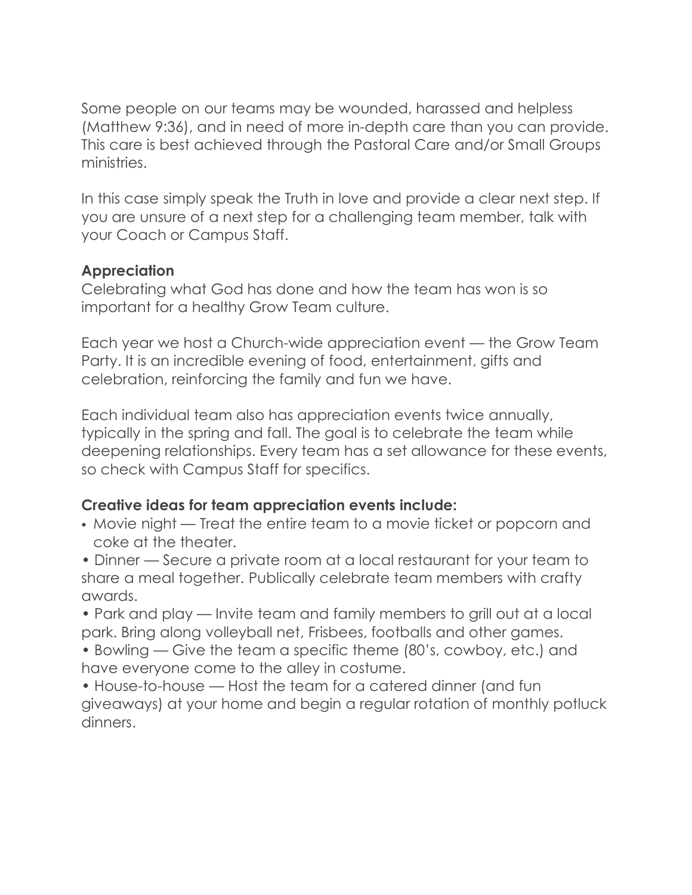Some people on our teams may be wounded, harassed and helpless (Matthew 9:36), and in need of more in-depth care than you can provide. This care is best achieved through the Pastoral Care and/or Small Groups ministries.

In this case simply speak the Truth in love and provide a clear next step. If you are unsure of a next step for a challenging team member, talk with your Coach or Campus Staff.

**Appreciation**

Celebrating what God has done and how the team has won is so important for a healthy Grow Team culture.

Each year we host a Church-wide appreciation event — the Grow Team Party. It is an incredible evening of food, entertainment, gifts and celebration, reinforcing the family and fun we have.

Each individual team also has appreciation events twice annually, typically in the spring and fall. The goal is to celebrate the team while deepening relationships. Every team has a set allowance for these events, so check with Campus Staff for specifics.

**Creative ideas for team appreciation events include:**

- Movie night — Treat the entire team to a movie ticket or popcorn and coke at the theater.
- Dinner — Secure a private room at a local restaurant for your team to share a meal together. Publically celebrate team members with crafty awards.
- Park and play — Invite team and family members to grill out at a local park. Bring along volleyball net, Frisbees, footballs and other games.
- Bowling — Give the team a specific theme (80's, cowboy, etc.) and have everyone come to the alley in costume.
- House-to-house — Host the team for a catered dinner (and fun giveaways) at your home and begin a regular rotation of monthly potluck dinners.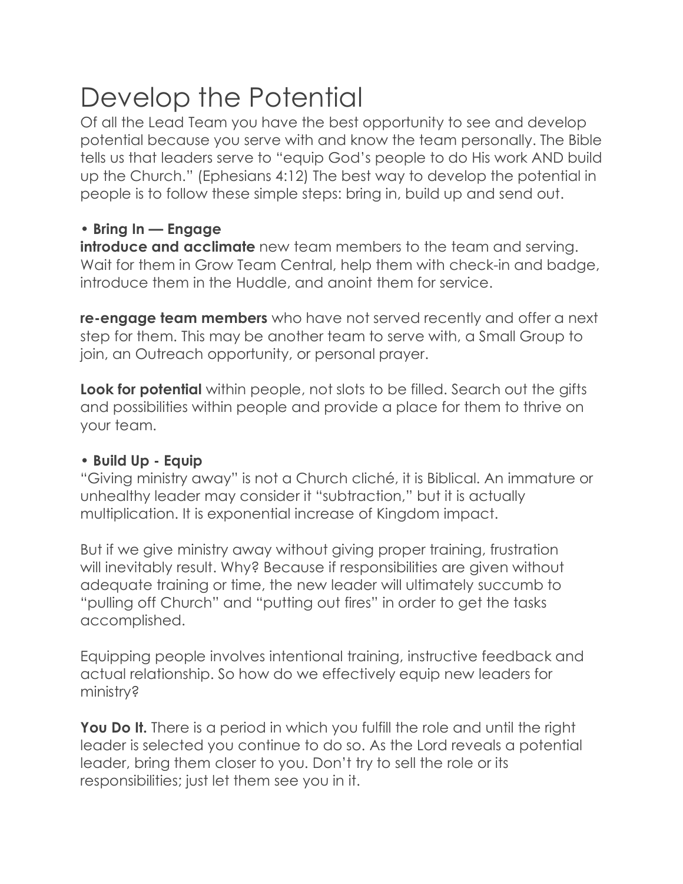# Develop the Potential

Of all the Lead Team you have the best opportunity to see and develop potential because you serve with and know the team personally. The Bible tells us that leaders serve to "equip God's people to do His work AND build up the Church." (Ephesians 4:12) The best way to develop the potential in people is to follow these simple steps: bring in, build up and send out.

**• Bring In — Engage**

**introduce and acclimate** new team members to the team and serving. Wait for them in Grow Team Central, help them with check-in and badge, introduce them in the Huddle, and anoint them for service.

**re-engage team members** who have not served recently and offer a next step for them. This may be another team to serve with, a Small Group to join, an Outreach opportunity, or personal prayer.

**Look for potential** within people, not slots to be filled. Search out the gifts and possibilities within people and provide a place for them to thrive on your team.

**• Build Up - Equip**

"Giving ministry away" is not a Church cliché, it is Biblical. An immature or unhealthy leader may consider it "subtraction," but it is actually multiplication. It is exponential increase of Kingdom impact.

But if we give ministry away without giving proper training, frustration will inevitably result. Why? Because if responsibilities are given without adequate training or time, the new leader will ultimately succumb to "pulling off Church" and "putting out fires" in order to get the tasks accomplished.

Equipping people involves intentional training, instructive feedback and actual relationship. So how do we effectively equip new leaders for ministry?

**You Do It.** There is a period in which you fulfill the role and until the right leader is selected you continue to do so. As the Lord reveals a potential leader, bring them closer to you. Don't try to sell the role or its responsibilities; just let them see you in it.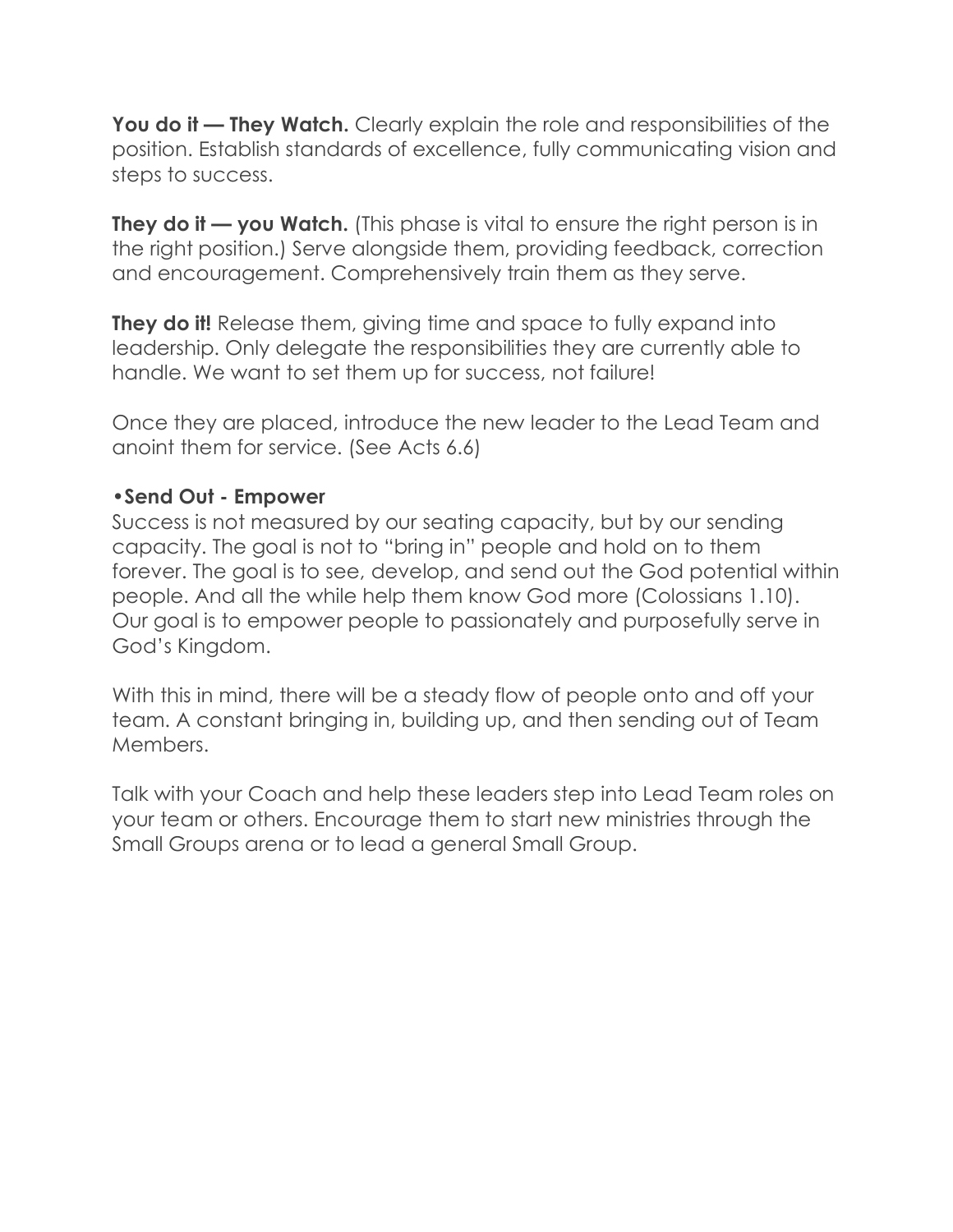**You do it — They Watch.** Clearly explain the role and responsibilities of the position. Establish standards of excellence, fully communicating vision and steps to success.

**They do it — you Watch.** (This phase is vital to ensure the right person is in the right position.) Serve alongside them, providing feedback, correction and encouragement. Comprehensively train them as they serve.

**They do it!** Release them, giving time and space to fully expand into leadership. Only delegate the responsibilities they are currently able to handle. We want to set them up for success, not failure!

Once they are placed, introduce the new leader to the Lead Team and anoint them for service. (See Acts 6.6)

**•Send Out - Empower**

Success is not measured by our seating capacity, but by our sending capacity. The goal is not to "bring in" people and hold on to them forever. The goal is to see, develop, and send out the God potential within people. And all the while help them know God more (Colossians 1.10). Our goal is to empower people to passionately and purposefully serve in God's Kingdom.

With this in mind, there will be a steady flow of people onto and off your team. A constant bringing in, building up, and then sending out of Team Members.

Talk with your Coach and help these leaders step into Lead Team roles on your team or others. Encourage them to start new ministries through the Small Groups arena or to lead a general Small Group.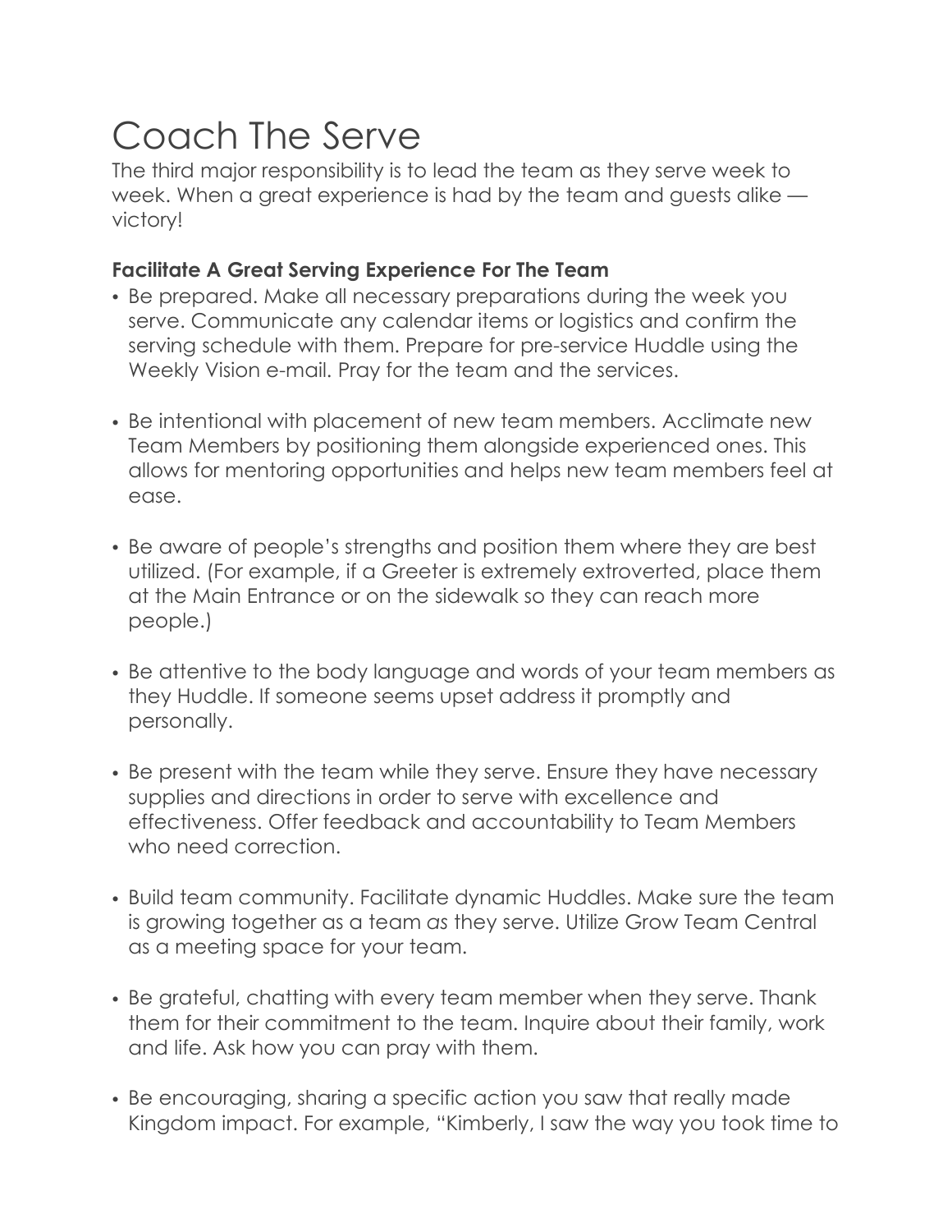# Coach The Serve

The third major responsibility is to lead the team as they serve week to week. When a great experience is had by the team and guests alike — victory!

### Facilitate A Great Serving Experience For The Team

- Be prepared. Make all necessary preparations during the week you serve. Communicate any calendar items or logistics and confirm the serving schedule with them. Prepare for pre-service Huddle using the Weekly Vision e-mail. Pray for the team and the services.

- Be intentional with placement of new team members. Acclimate new Team Members by positioning them alongside experienced ones. This allows for mentoring opportunities and helps new team members feel at ease.

- Be aware of people's strengths and position them where they are best utilized. (For example, if a Greeter is extremely extroverted, place them at the Main Entrance or on the sidewalk so they can reach more people.)

- Be attentive to the body language and words of your team members as they Huddle. If someone seems upset address it promptly and personally.

- Be present with the team while they serve. Ensure they have necessary supplies and directions in order to serve with excellence and effectiveness. Offer feedback and accountability to Team Members who need correction.

- Build team community. Facilitate dynamic Huddles. Make sure the team is growing together as a team *as* they serve. Utilize Grow Team Central as a meeting space for your team.

- Be grateful, chatting with every team member when they serve. Thank them for their commitment to the team. Inquire about their family, work and life. Ask how you can pray with them.

- Be encouraging, sharing a specific action you saw that really made Kingdom impact. For example, "Kimberly, I saw the way you took time to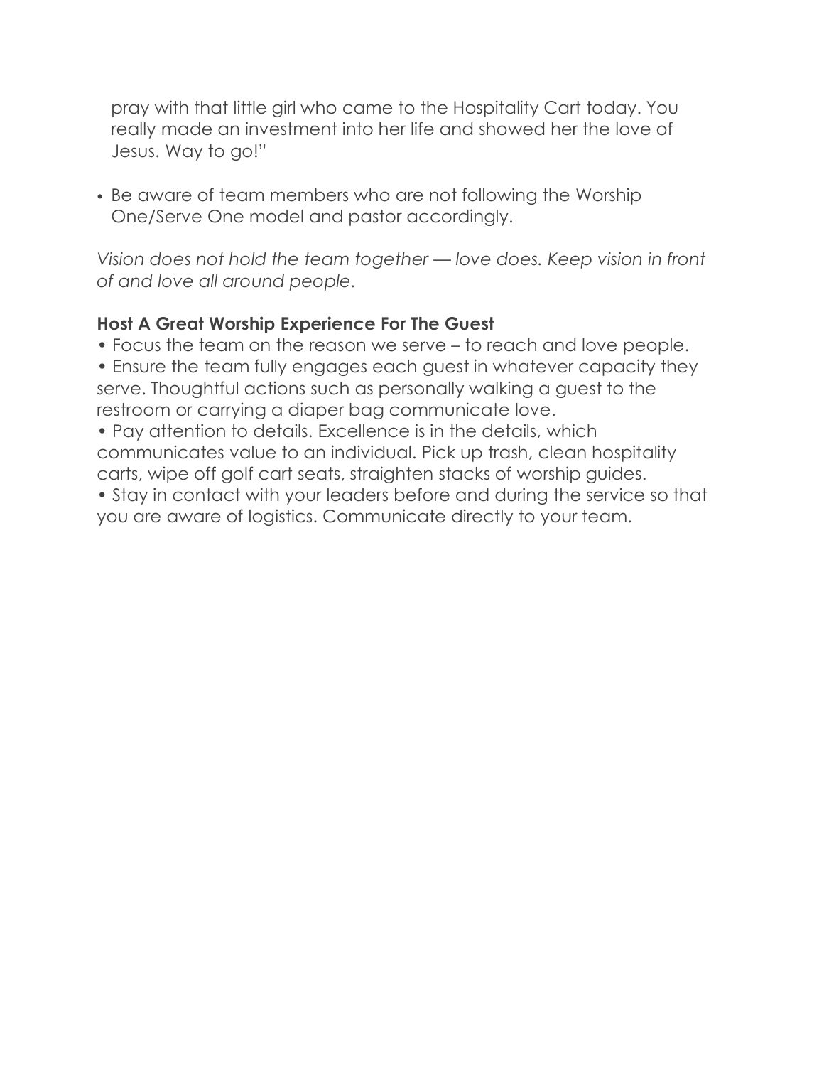pray with that little girl who came to the Hospitality Cart today. You really made an investment into her life and showed her the love of Jesus. Way to go!"

- Be aware of team members who are not following the Worship One/Serve One model and pastor accordingly.

*Vision does not hold the team together — love does. Keep vision in front of and love all around people.*

**Host A Great Worship Experience For The Guest**

- Focus the team on the reason we serve – to reach and love people.
- Ensure the team fully engages each guest in whatever capacity they serve. Thoughtful actions such as personally walking a guest to the restroom or carrying a diaper bag communicate love.
- Pay attention to details. Excellence is in the details, which communicates value to an individual. Pick up trash, clean hospitality carts, wipe off golf cart seats, straighten stacks of worship guides.
- Stay in contact with your leaders before and during the service so that you are aware of logistics. Communicate directly to your team.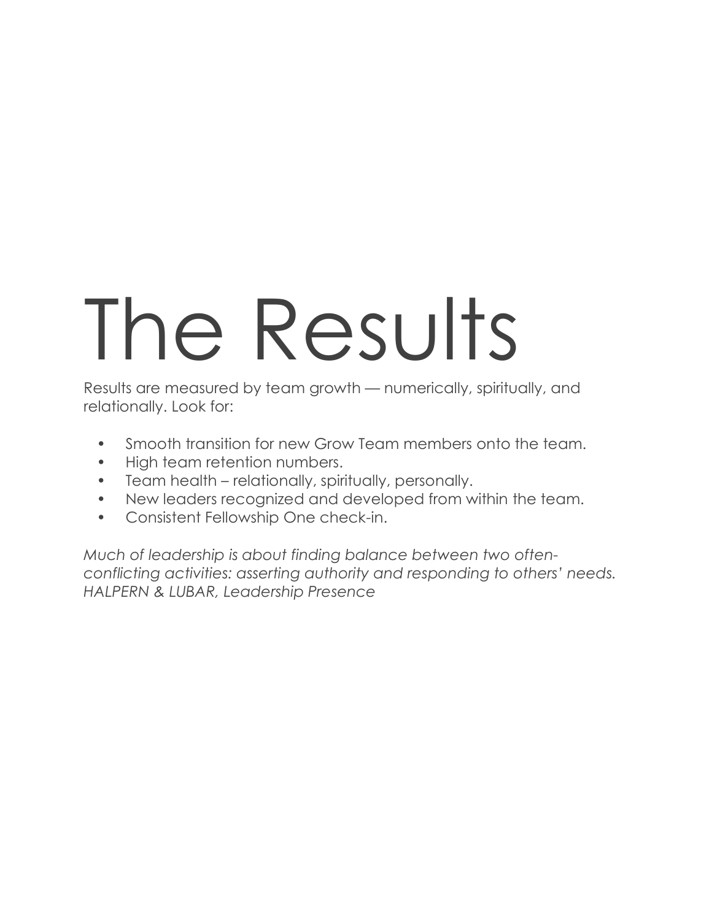# The Results

Results are measured by team growth — numerically, spiritually, and relationally. Look for:

- Smooth transition for new Grow Team members onto the team.
- High team retention numbers.
- Team health – relationally, spiritually, personally.
- New leaders recognized and developed from within the team.
- Consistent Fellowship One check-in.

*Much of leadership is about finding balance between two often-conflicting activities: asserting authority and responding to others' needs.*
*HALPERN & LUBAR, Leadership Presence*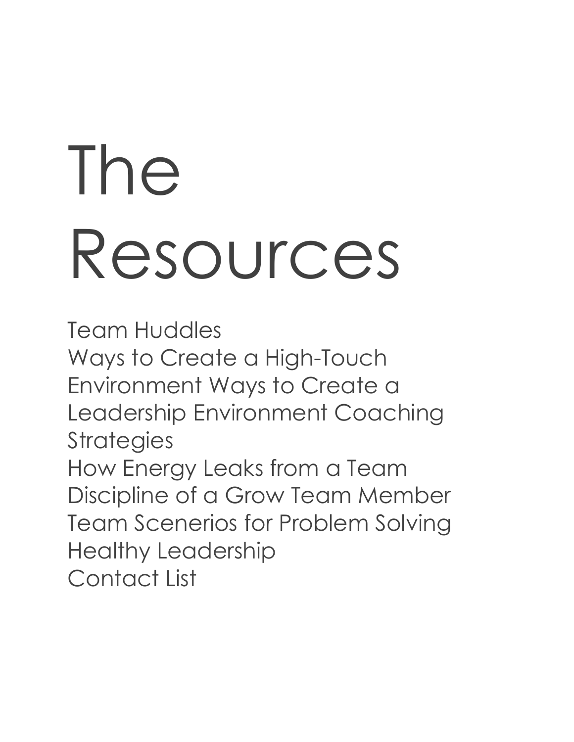# The Resources

Team Huddles
Ways to Create a High-Touch
Environment Ways to Create a
Leadership Environment Coaching
Strategies
How Energy Leaks from a Team
Discipline of a Grow Team Member
Team Scenerios for Problem Solving
Healthy Leadership
Contact List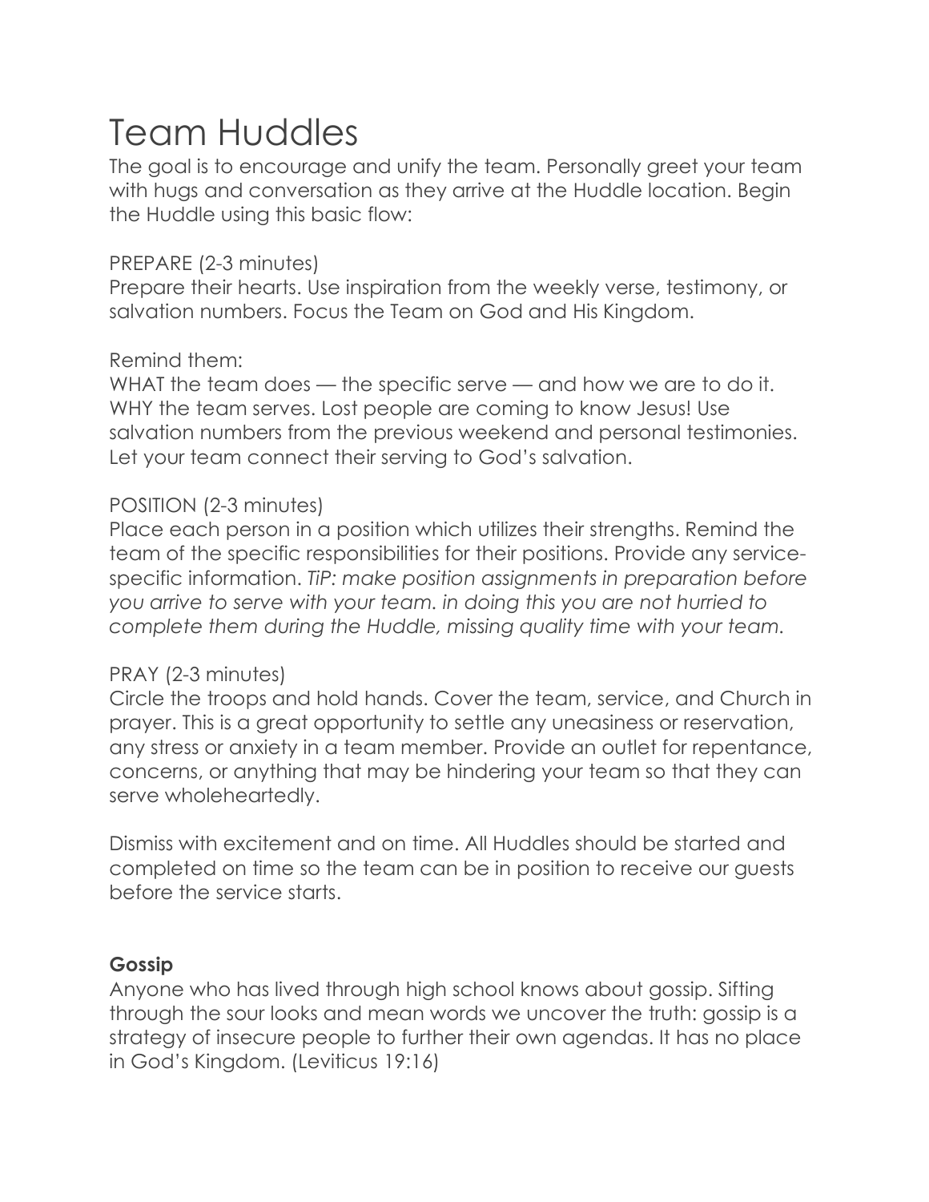# Team Huddles

The goal is to encourage and unify the team. Personally greet your team with hugs and conversation as they arrive at the Huddle location. Begin the Huddle using this basic flow:

PREPARE (2-3 minutes)
Prepare their hearts. Use inspiration from the weekly verse, testimony, or salvation numbers. Focus the Team on God and His Kingdom.

Remind them:
WHAT the team does — the specific serve — and how we are to do it.
WHY the team serves. Lost people are coming to know Jesus! Use salvation numbers from the previous weekend and personal testimonies. Let your team connect their serving to God's salvation.

POSITION (2-3 minutes)
Place each person in a position which utilizes their strengths. Remind the team of the specific responsibilities for their positions. Provide any service-specific information. *TiP: make position assignments in preparation before you arrive to serve with your team. in doing this you are not hurried to complete them during the Huddle, missing quality time with your team.*

PRAY (2-3 minutes)
Circle the troops and hold hands. Cover the team, service, and Church in prayer. This is a great opportunity to settle any uneasiness or reservation, any stress or anxiety in a team member. Provide an outlet for repentance, concerns, or anything that may be hindering your team so that they can serve wholeheartedly.

Dismiss with excitement and on time. All Huddles should be started and completed on time so the team can be in position to receive our guests before the service starts.

**Gossip**
Anyone who has lived through high school knows about gossip. Sifting through the sour looks and mean words we uncover the truth: gossip is a strategy of insecure people to further their own agendas. It has no place in God's Kingdom. (Leviticus 19:16)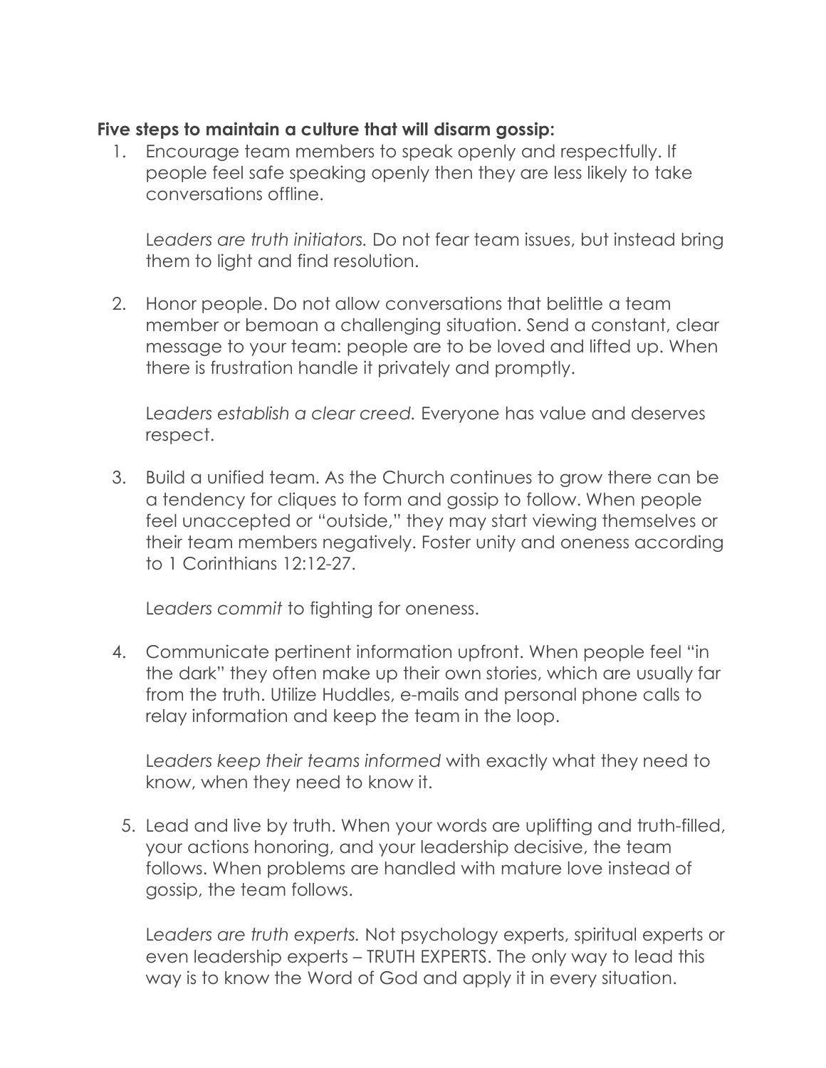**Five steps to maintain a culture that will disarm gossip:**

1. Encourage team members to speak openly and respectfully. If people feel safe speaking openly then they are less likely to take conversations offline.

   L*eaders are truth initiators.* Do not fear team issues, but instead bring them to light and find resolution.

2. Honor people. Do not allow conversations that belittle a team member or bemoan a challenging situation. Send a constant, clear message to your team: people are to be loved and lifted up. When there is frustration handle it privately and promptly.

   L*eaders establish a clear creed.* Everyone has value and deserves respect.

3. Build a unified team. As the Church continues to grow there can be a tendency for cliques to form and gossip to follow. When people feel unaccepted or "outside," they may start viewing themselves or their team members negatively. Foster unity and oneness according to 1 Corinthians 12:12-27.

   L*eaders commit* to fighting for oneness.

4. Communicate pertinent information upfront. When people feel "in the dark" they often make up their own stories, which are usually far from the truth. Utilize Huddles, e-mails and personal phone calls to relay information and keep the team in the loop.

   L*eaders keep their teams informed* with exactly what they need to know, when they need to know it.

5. Lead and live by truth. When your words are uplifting and truth-filled, your actions honoring, and your leadership decisive, the team follows. When problems are handled with mature love instead of gossip, the team follows.

   L*eaders are truth experts.* Not psychology experts, spiritual experts or even leadership experts – TRUTH EXPERTS. The only way to lead this way is to know the Word of God and apply it in every situation.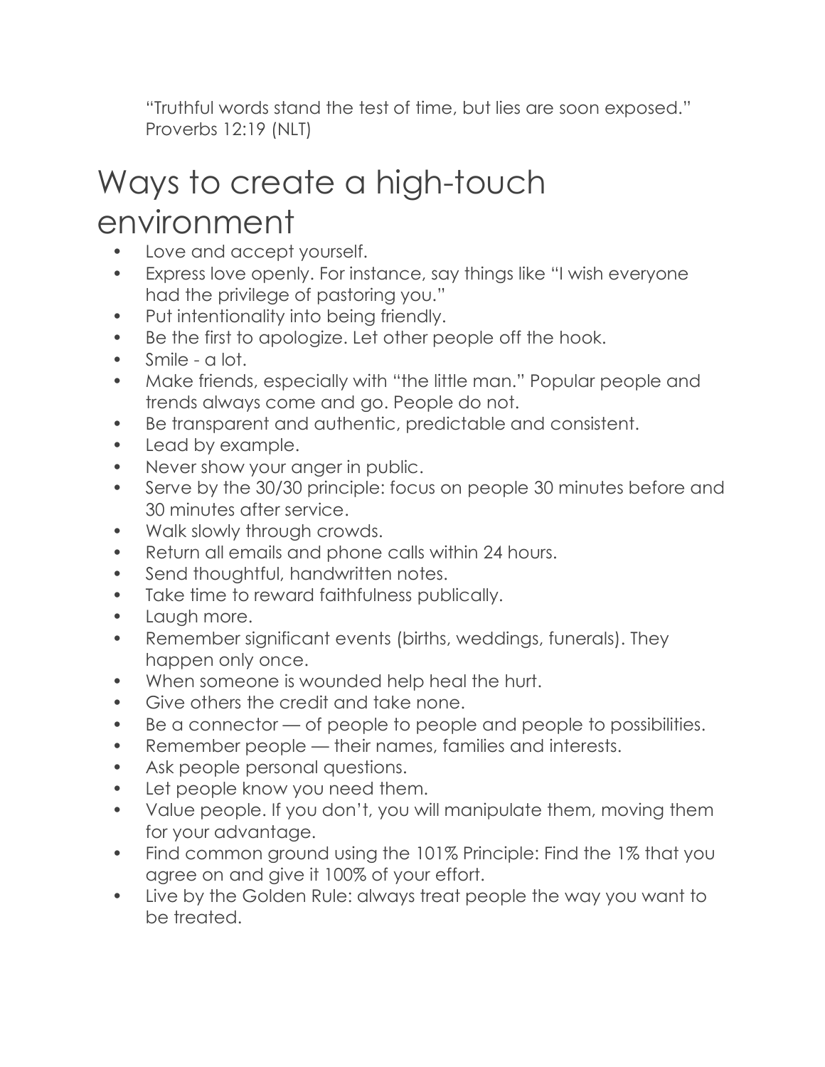"Truthful words stand the test of time, but lies are soon exposed."
Proverbs 12:19 (NLT)

# Ways to create a high-touch environment

- Love and accept yourself.
- Express love openly. For instance, say things like "I wish everyone had the privilege of pastoring you."
- Put intentionality into being friendly.
- Be the first to apologize. Let other people off the hook.
- Smile - a lot.
- Make friends, especially with "the little man." Popular people and trends always come and go. People do not.
- Be transparent and authentic, predictable and consistent.
- Lead by example.
- Never show your anger in public.
- Serve by the 30/30 principle: focus on people 30 minutes before and 30 minutes after service.
- Walk slowly through crowds.
- Return all emails and phone calls within 24 hours.
- Send thoughtful, handwritten notes.
- Take time to reward faithfulness publically.
- Laugh more.
- Remember significant events (births, weddings, funerals). They happen only once.
- When someone is wounded help heal the hurt.
- Give others the credit and take none.
- Be a connector — of people to people and people to possibilities.
- Remember people — their names, families and interests.
- Ask people personal questions.
- Let people know you need them.
- Value people. If you don't, you will manipulate them, moving them for your advantage.
- Find common ground using the 101% Principle: Find the 1% that you agree on and give it 100% of your effort.
- Live by the Golden Rule: always treat people the way you want to be treated.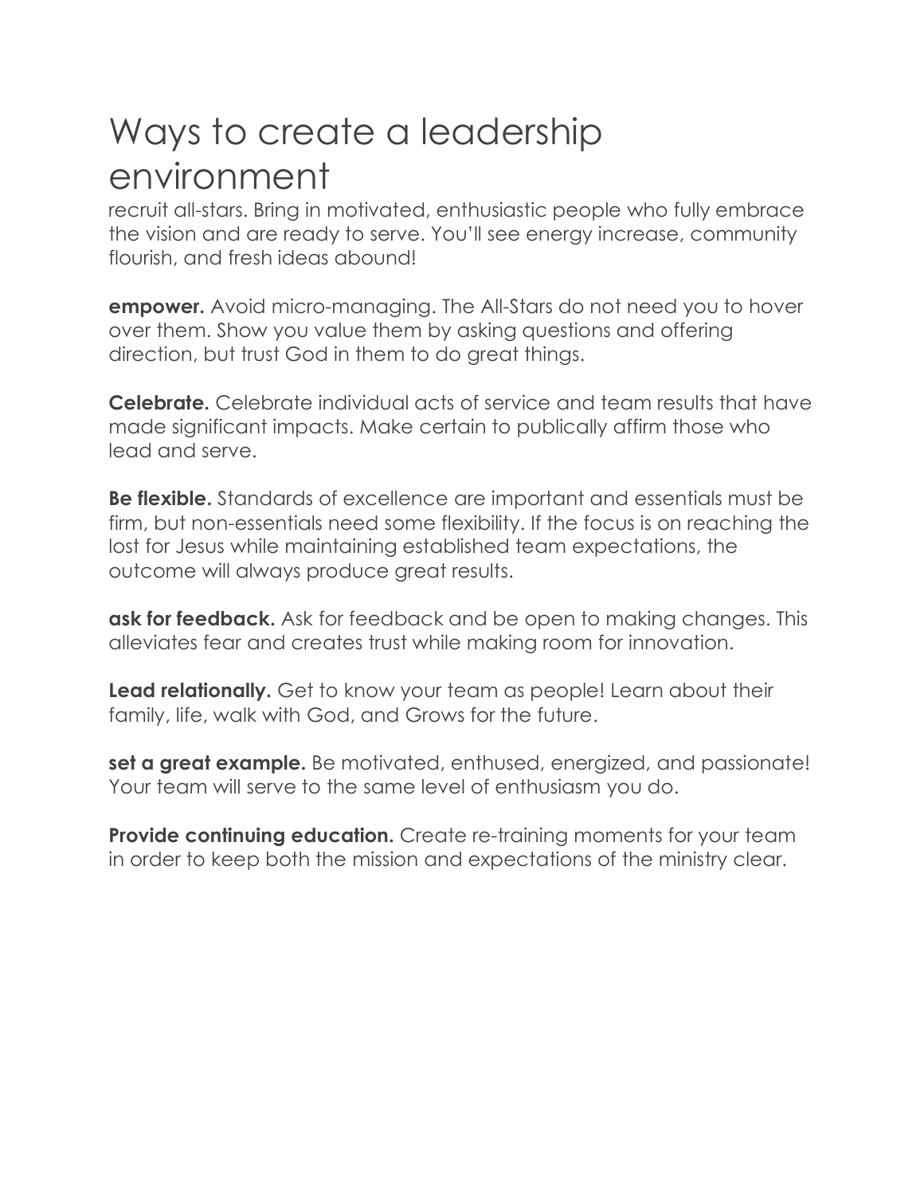# Ways to create a leadership environment

recruit all-stars. Bring in motivated, enthusiastic people who fully embrace the vision and are ready to serve. You'll see energy increase, community flourish, and fresh ideas abound!

**empower.** Avoid micro-managing. The All-Stars do not need you to hover over them. Show you value them by asking questions and offering direction, but trust God in them to do great things.

**Celebrate.** Celebrate individual acts of service and team results that have made significant impacts. Make certain to publically affirm those who lead and serve.

**Be flexible.** Standards of excellence are important and essentials must be firm, but non-essentials need some flexibility. If the focus is on reaching the lost for Jesus while maintaining established team expectations, the outcome will always produce great results.

**ask for feedback.** Ask for feedback and be open to making changes. This alleviates fear and creates trust while making room for innovation.

**Lead relationally.** Get to know your team as people! Learn about their family, life, walk with God, and Grows for the future.

**set a great example.** Be motivated, enthused, energized, and passionate! Your team will serve to the same level of enthusiasm you do.

**Provide continuing education.** Create re-training moments for your team in order to keep both the mission and expectations of the ministry clear.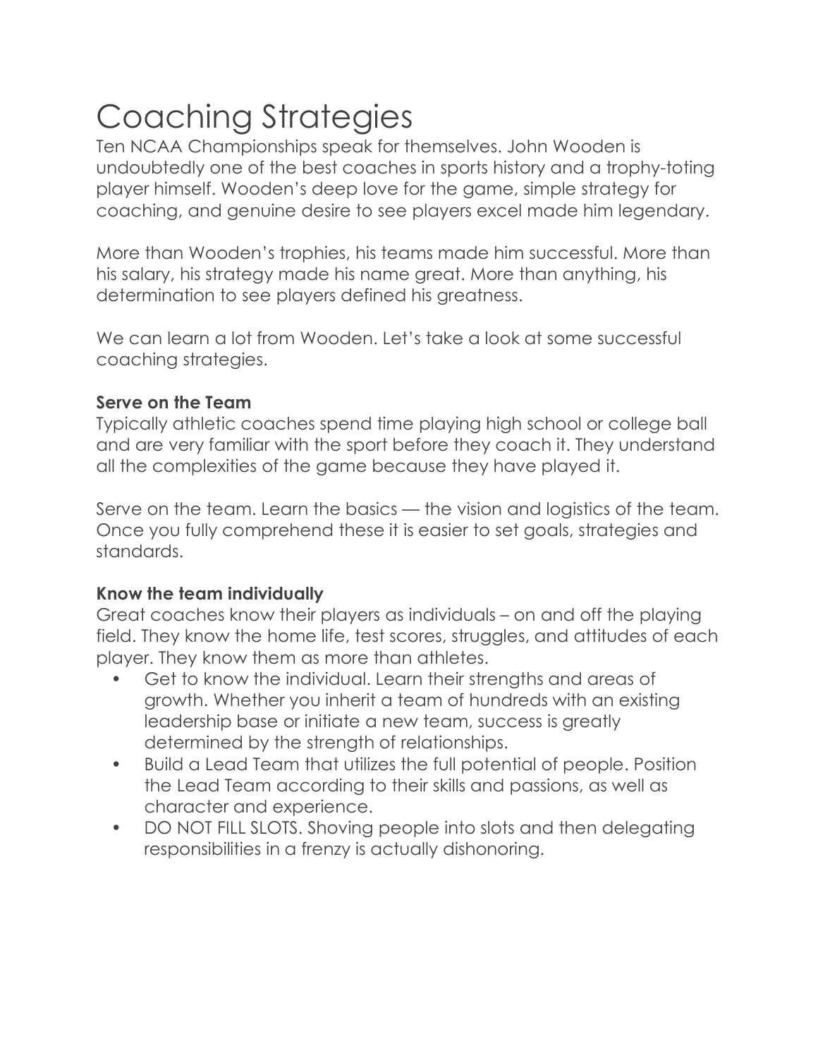# Coaching Strategies

Ten NCAA Championships speak for themselves. John Wooden is undoubtedly one of the best coaches in sports history and a trophy-toting player himself. Wooden's deep love for the game, simple strategy for coaching, and genuine desire to see players excel made him legendary.

More than Wooden's trophies, his teams made him successful. More than his salary, his strategy made his name great. More than anything, his determination to see players defined his greatness.

We can learn a lot from Wooden. Let's take a look at some successful coaching strategies.

**Serve on the Team**

Typically athletic coaches spend time playing high school or college ball and are very familiar with the sport before they coach it. They understand all the complexities of the game because they have played it.

Serve on the team. Learn the basics — the vision and logistics of the team. Once you fully comprehend these it is easier to set goals, strategies and standards.

**Know the team individually**

Great coaches know their players as individuals – on and off the playing field. They know the home life, test scores, struggles, and attitudes of each player. They know them as more than athletes.

- Get to know the individual. Learn their strengths and areas of growth. Whether you inherit a team of hundreds with an existing leadership base or initiate a new team, success is greatly determined by the strength of relationships.
- Build a Lead Team that utilizes the full potential of people. Position the Lead Team according to their skills and passions, as well as character and experience.
- DO NOT FILL SLOTS. Shoving people into slots and then delegating responsibilities in a frenzy is actually dishonoring.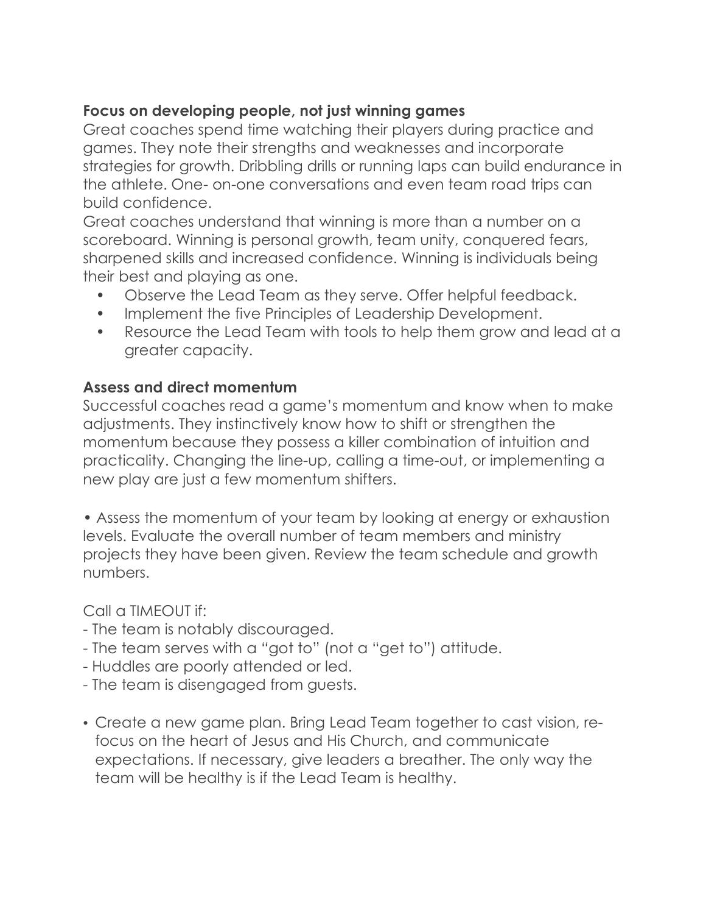**Focus on developing people, not just winning games**

Great coaches spend time watching their players during practice and games. They note their strengths and weaknesses and incorporate strategies for growth. Dribbling drills or running laps can build endurance in the athlete. One- on-one conversations and even team road trips can build confidence.

Great coaches understand that winning is more than a number on a scoreboard. Winning is personal growth, team unity, conquered fears, sharpened skills and increased confidence. Winning is individuals being their best and playing as one.

- Observe the Lead Team as they serve. Offer helpful feedback.
- Implement the five Principles of Leadership Development.
- Resource the Lead Team with tools to help them grow and lead at a greater capacity.

**Assess and direct momentum**

Successful coaches read a game's momentum and know when to make adjustments. They instinctively know how to shift or strengthen the momentum because they possess a killer combination of intuition and practicality. Changing the line-up, calling a time-out, or implementing a new play are just a few momentum shifters.

- Assess the momentum of your team by looking at energy or exhaustion levels. Evaluate the overall number of team members and ministry projects they have been given. Review the team schedule and growth numbers.

Call a TIMEOUT if:
- The team is notably discouraged.
- The team serves with a "got to" (not a "get to") attitude.
- Huddles are poorly attended or led.
- The team is disengaged from guests.

- Create a new game plan. Bring Lead Team together to cast vision, re-focus on the heart of Jesus and His Church, and communicate expectations. If necessary, give leaders a breather. The only way the team will be healthy is if the Lead Team is healthy.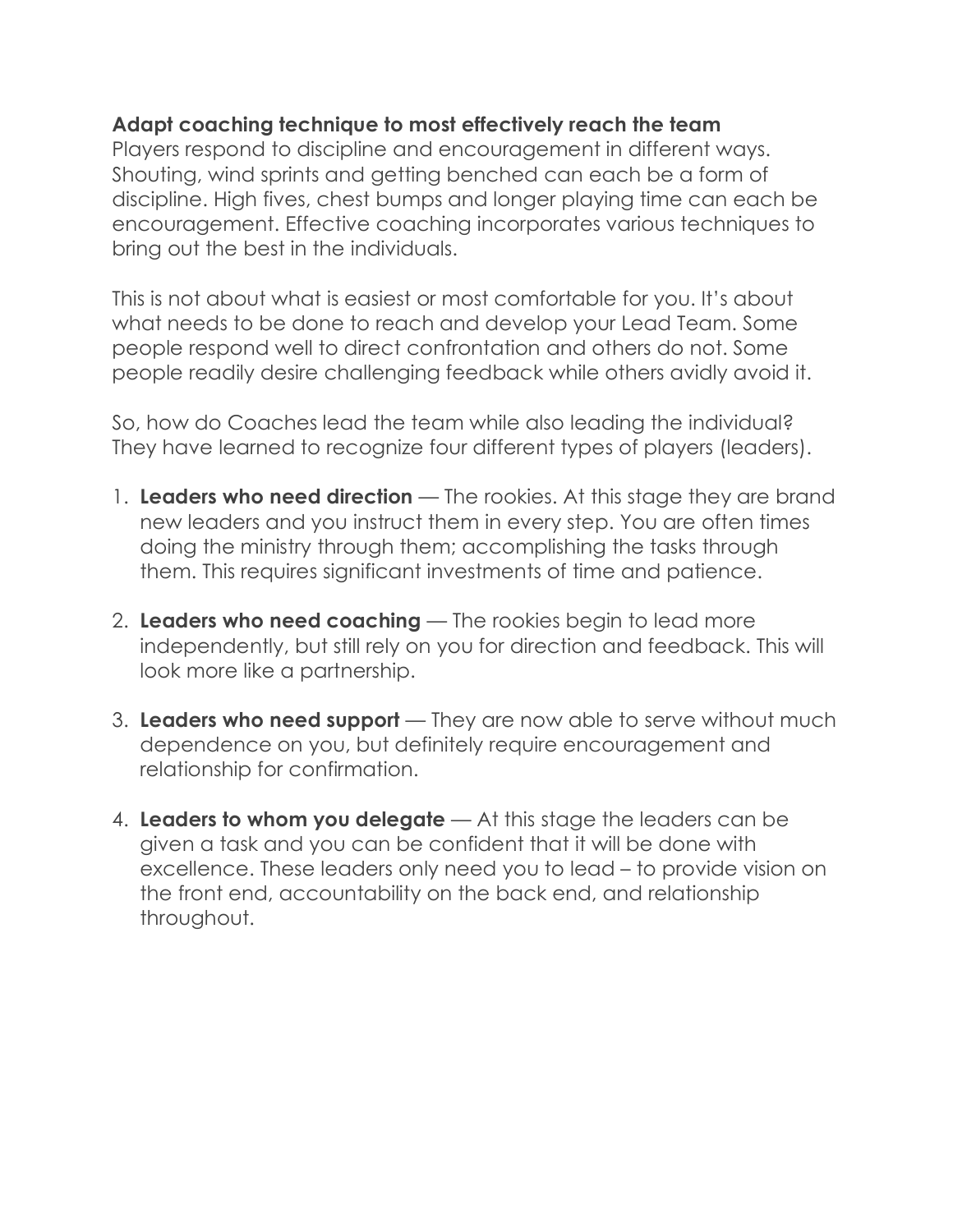**Adapt coaching technique to most effectively reach the team**

Players respond to discipline and encouragement in different ways. Shouting, wind sprints and getting benched can each be a form of discipline. High fives, chest bumps and longer playing time can each be encouragement. Effective coaching incorporates various techniques to bring out the best in the individuals.

This is not about what is easiest or most comfortable for you. It's about what needs to be done to reach and develop your Lead Team. Some people respond well to direct confrontation and others do not. Some people readily desire challenging feedback while others avidly avoid it.

So, how do Coaches lead the team while also leading the individual? They have learned to recognize four different types of players (leaders).

1. **Leaders who need direction** — The rookies. At this stage they are brand new leaders and you instruct them in every step. You are often times doing the ministry through them; accomplishing the tasks through them. This requires significant investments of time and patience.

2. **Leaders who need coaching** — The rookies begin to lead more independently, but still rely on you for direction and feedback. This will look more like a partnership.

3. **Leaders who need support** — They are now able to serve without much dependence on you, but definitely require encouragement and relationship for confirmation.

4. **Leaders to whom you delegate** — At this stage the leaders can be given a task and you can be confident that it will be done with excellence. These leaders only need you to lead – to provide vision on the front end, accountability on the back end, and relationship throughout.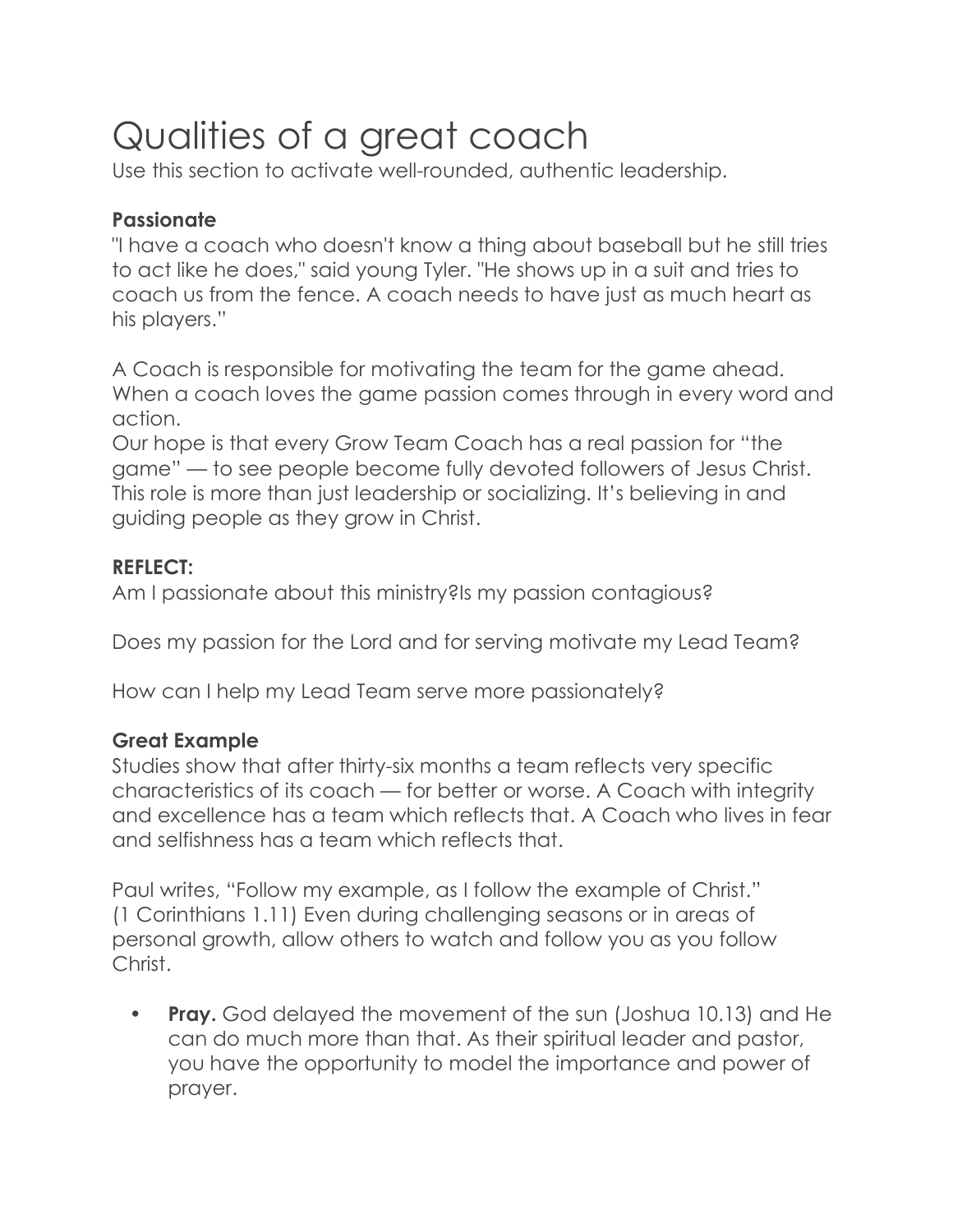# Qualities of a great coach

Use this section to activate well-rounded, authentic leadership.

**Passionate**

"I have a coach who doesn't know a thing about baseball but he still tries to act like he does," said young Tyler. "He shows up in a suit and tries to coach us from the fence. A coach needs to have just as much heart as his players."

A Coach is responsible for motivating the team for the game ahead. When a coach loves the game passion comes through in every word and action.

Our hope is that every Grow Team Coach has a real passion for "the game" — to see people become fully devoted followers of Jesus Christ. This role is more than just leadership or socializing. It's believing in and guiding people as they grow in Christ.

**REFLECT:**

Am I passionate about this ministry?Is my passion contagious?

Does my passion for the Lord and for serving motivate my Lead Team?

How can I help my Lead Team serve more passionately?

**Great Example**

Studies show that after thirty-six months a team reflects very specific characteristics of its coach — for better or worse. A Coach with integrity and excellence has a team which reflects that. A Coach who lives in fear and selfishness has a team which reflects that.

Paul writes, "Follow my example, as I follow the example of Christ." (1 Corinthians 1.11) Even during challenging seasons or in areas of personal growth, allow others to watch and follow you as you follow Christ.

- **Pray.** God delayed the movement of the sun (Joshua 10.13) and He can do much more than that. As their spiritual leader and pastor, you have the opportunity to model the importance and power of prayer.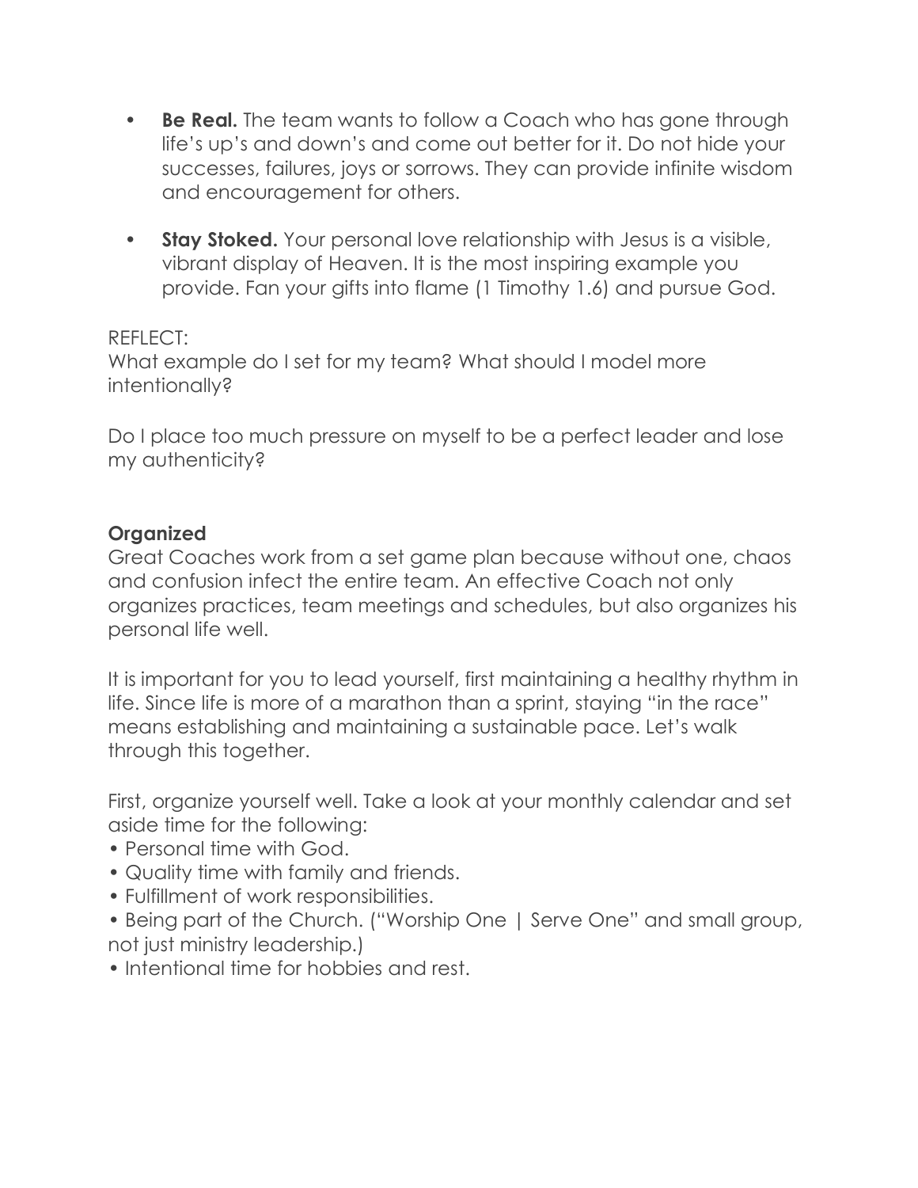- **Be Real.** The team wants to follow a Coach who has gone through life's up's and down's and come out better for it. Do not hide your successes, failures, joys or sorrows. They can provide infinite wisdom and encouragement for others.

- **Stay Stoked.** Your personal love relationship with Jesus is a visible, vibrant display of Heaven. It is the most inspiring example you provide. Fan your gifts into flame (1 Timothy 1.6) and pursue God.

REFLECT:
What example do I set for my team? What should I model more intentionally?

Do I place too much pressure on myself to be a perfect leader and lose my authenticity?

**Organized**
Great Coaches work from a set game plan because without one, chaos and confusion infect the entire team. An effective Coach not only organizes practices, team meetings and schedules, but also organizes his personal life well.

It is important for you to lead yourself, first maintaining a healthy rhythm in life. Since life is more of a marathon than a sprint, staying "in the race" means establishing and maintaining a sustainable pace. Let's walk through this together.

First, organize yourself well. Take a look at your monthly calendar and set aside time for the following:
- Personal time with God.
- Quality time with family and friends.
- Fulfillment of work responsibilities.
- Being part of the Church. ("Worship One | Serve One" and small group, not just ministry leadership.)
- Intentional time for hobbies and rest.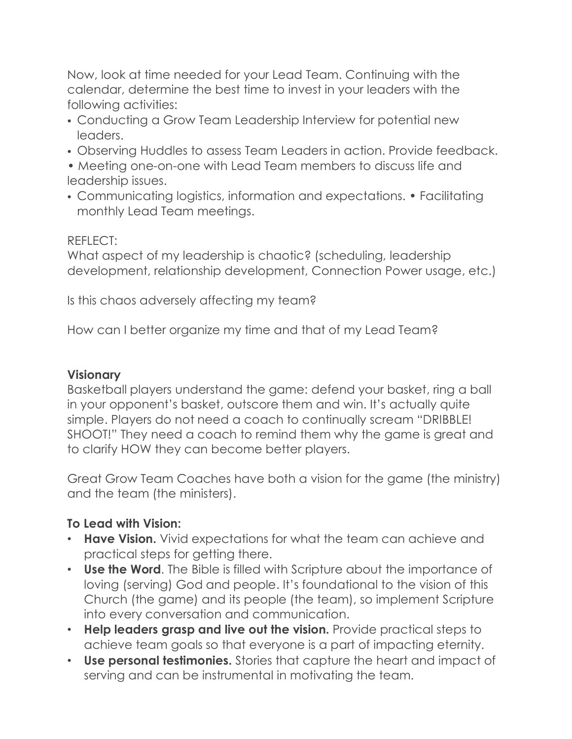Now, look at time needed for your Lead Team. Continuing with the calendar, determine the best time to invest in your leaders with the following activities:

- Conducting a Grow Team Leadership Interview for potential new leaders.
- Observing Huddles to assess Team Leaders in action. Provide feedback.
- Meeting one-on-one with Lead Team members to discuss life and leadership issues.
- Communicating logistics, information and expectations. • Facilitating monthly Lead Team meetings.

REFLECT:
What aspect of my leadership is chaotic? (scheduling, leadership development, relationship development, Connection Power usage, etc.)

Is this chaos adversely affecting my team?

How can I better organize my time and that of my Lead Team?

**Visionary**
Basketball players understand the game: defend your basket, ring a ball in your opponent's basket, outscore them and win. It's actually quite simple. Players do not need a coach to continually scream "DRIBBLE! SHOOT!" They need a coach to remind them why the game is great and to clarify HOW they can become better players.

Great Grow Team Coaches have both a vision for the game (the ministry) and the team (the ministers).

**To Lead with Vision:**

- **Have Vision.** Vivid expectations for what the team can achieve and practical steps for getting there.
- **Use the Word**. The Bible is filled with Scripture about the importance of loving (serving) God and people. It's foundational to the vision of this Church (the game) and its people (the team), so implement Scripture into every conversation and communication.
- **Help leaders grasp and live out the vision.** Provide practical steps to achieve team goals so that everyone is a part of impacting eternity.
- **Use personal testimonies.** Stories that capture the heart and impact of serving and can be instrumental in motivating the team.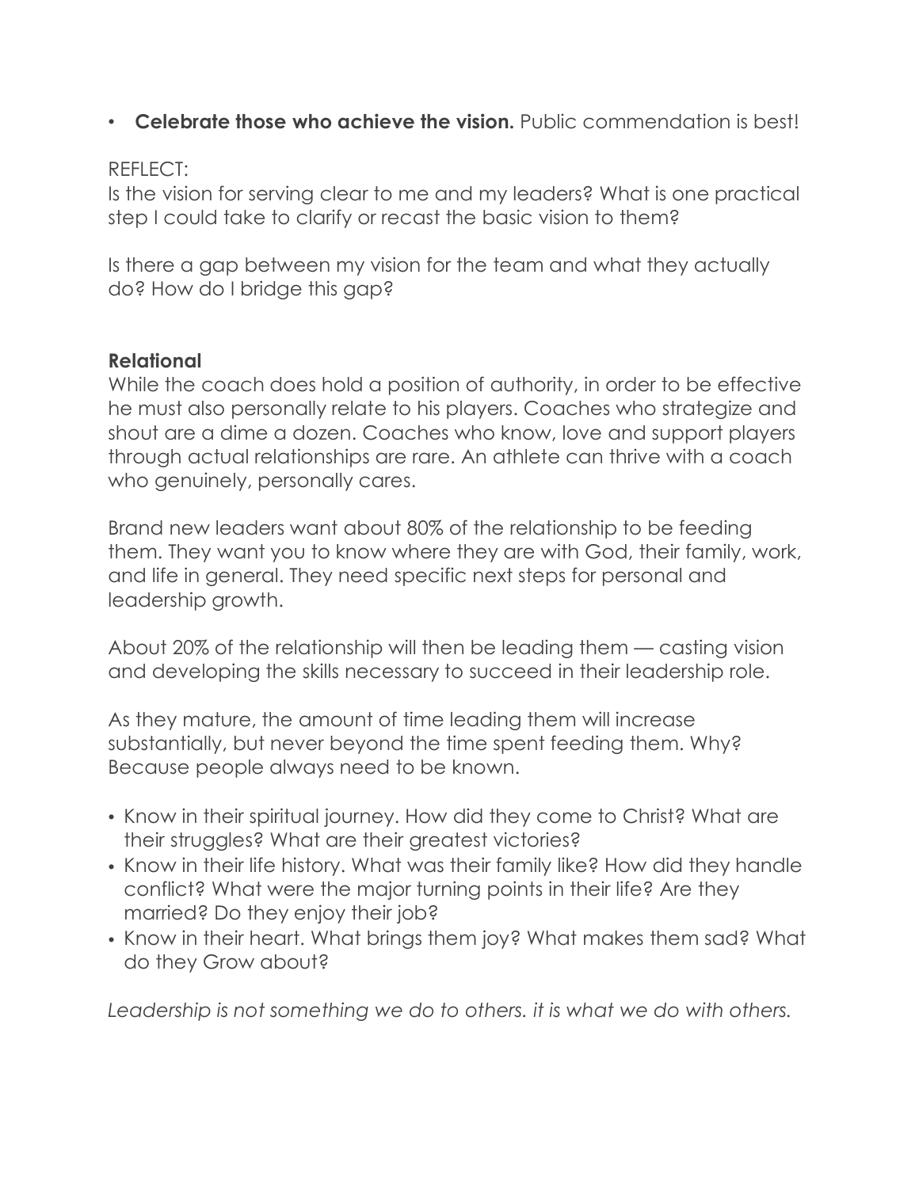- **Celebrate those who achieve the vision.** Public commendation is best!

REFLECT:
Is the vision for serving clear to me and my leaders? What is one practical step I could take to clarify or recast the basic vision to them?

Is there a gap between my vision for the team and what they actually do? How do I bridge this gap?

**Relational**

While the coach does hold a position of authority, in order to be effective he must also personally relate to his players. Coaches who strategize and shout are a dime a dozen. Coaches who know, love and support players through actual relationships are rare. An athlete can thrive with a coach who genuinely, personally cares.

Brand new leaders want about 80% of the relationship to be feeding them. They want you to know where they are with God, their family, work, and life in general. They need specific next steps for personal and leadership growth.

About 20% of the relationship will then be leading them — casting vision and developing the skills necessary to succeed in their leadership role.

As they mature, the amount of time leading them will increase substantially, but never beyond the time spent feeding them. Why? Because people always need to be known.

- Know in their spiritual journey. How did they come to Christ? What are their struggles? What are their greatest victories?
- Know in their life history. What was their family like? How did they handle conflict? What were the major turning points in their life? Are they married? Do they enjoy their job?
- Know in their heart. What brings them joy? What makes them sad? What do they Grow about?

*Leadership is not something we do to others. it is what we do with others.*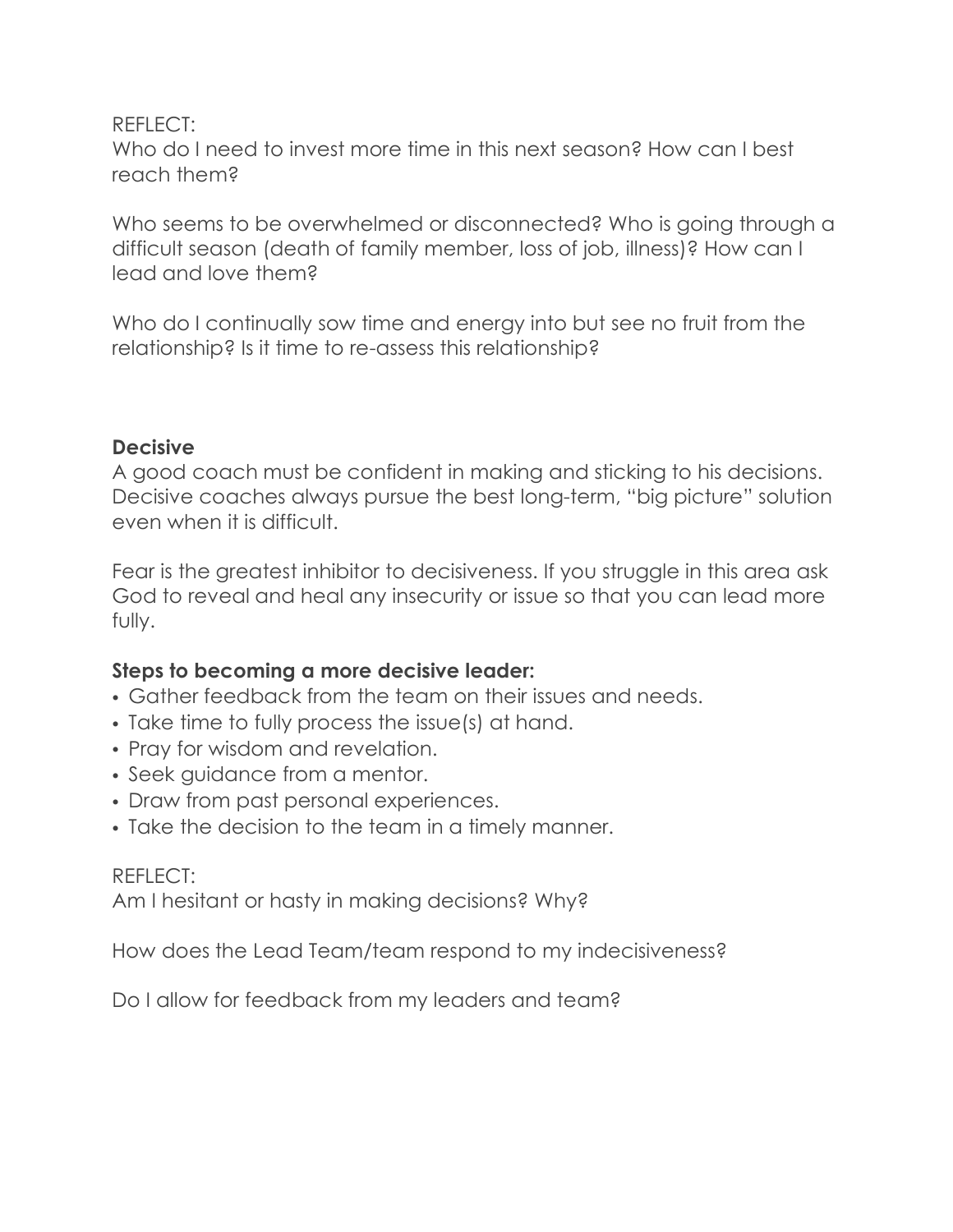REFLECT:
Who do I need to invest more time in this next season? How can I best reach them?

Who seems to be overwhelmed or disconnected? Who is going through a difficult season (death of family member, loss of job, illness)? How can I lead and love them?

Who do I continually sow time and energy into but see no fruit from the relationship? Is it time to re-assess this relationship?

**Decisive**
A good coach must be confident in making and sticking to his decisions. Decisive coaches always pursue the best long-term, "big picture" solution even when it is difficult.

Fear is the greatest inhibitor to decisiveness. If you struggle in this area ask God to reveal and heal any insecurity or issue so that you can lead more fully.

**Steps to becoming a more decisive leader:**

- Gather feedback from the team on their issues and needs.
- Take time to fully process the issue(s) at hand.
- Pray for wisdom and revelation.
- Seek guidance from a mentor.
- Draw from past personal experiences.
- Take the decision to the team in a timely manner.

REFLECT:
Am I hesitant or hasty in making decisions? Why?

How does the Lead Team/team respond to my indecisiveness?

Do I allow for feedback from my leaders and team?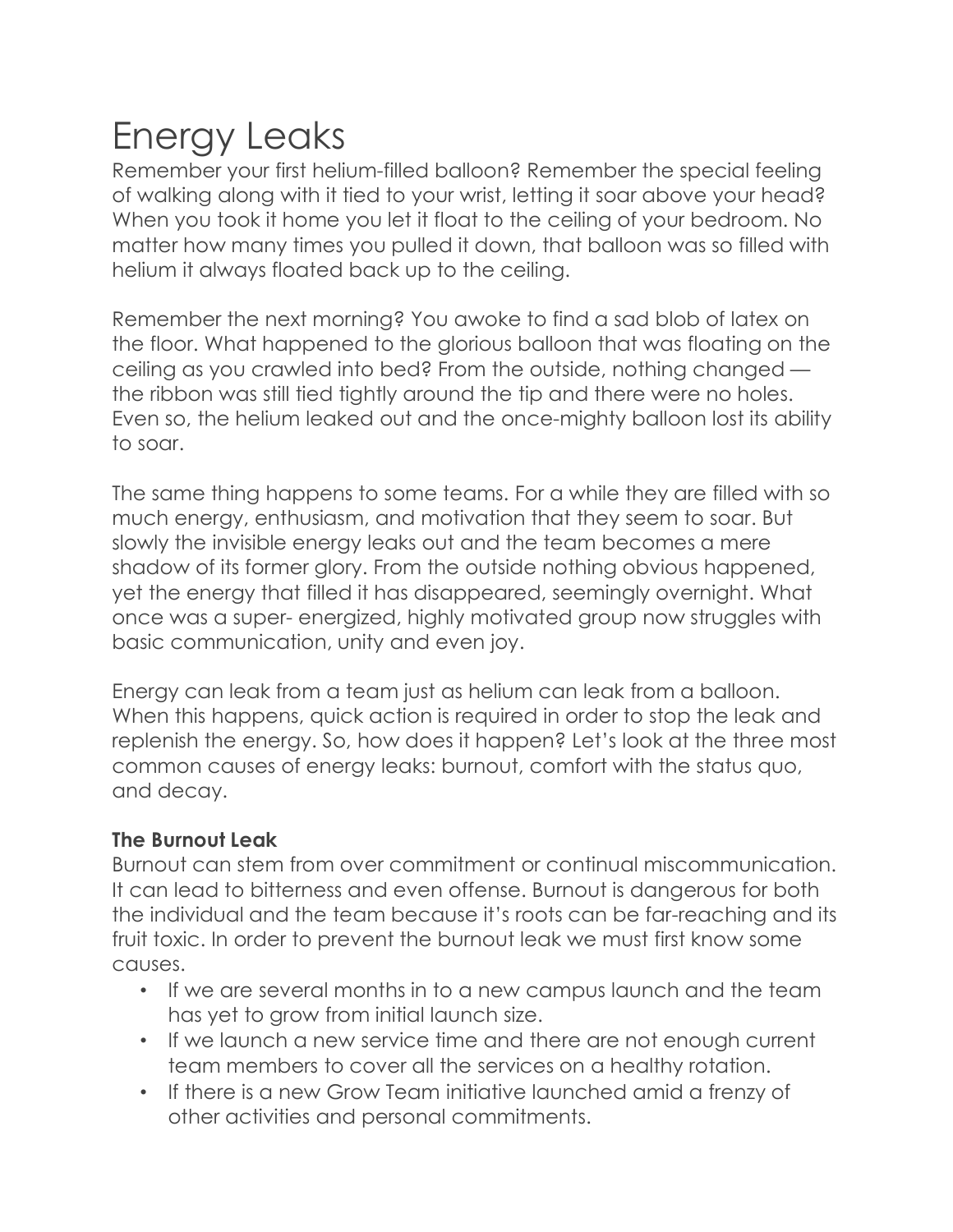# Energy Leaks

Remember your first helium-filled balloon? Remember the special feeling of walking along with it tied to your wrist, letting it soar above your head? When you took it home you let it float to the ceiling of your bedroom. No matter how many times you pulled it down, that balloon was so filled with helium it always floated back up to the ceiling.

Remember the next morning? You awoke to find a sad blob of latex on the floor. What happened to the glorious balloon that was floating on the ceiling as you crawled into bed? From the outside, nothing changed — the ribbon was still tied tightly around the tip and there were no holes. Even so, the helium leaked out and the once-mighty balloon lost its ability to soar.

The same thing happens to some teams. For a while they are filled with so much energy, enthusiasm, and motivation that they seem to soar. But slowly the invisible energy leaks out and the team becomes a mere shadow of its former glory. From the outside nothing obvious happened, yet the energy that filled it has disappeared, seemingly overnight. What once was a super- energized, highly motivated group now struggles with basic communication, unity and even joy.

Energy can leak from a team just as helium can leak from a balloon. When this happens, quick action is required in order to stop the leak and replenish the energy. So, how does it happen? Let's look at the three most common causes of energy leaks: burnout, comfort with the status quo, and decay.

**The Burnout Leak**

Burnout can stem from over commitment or continual miscommunication. It can lead to bitterness and even offense. Burnout is dangerous for both the individual and the team because it's roots can be far-reaching and its fruit toxic. In order to prevent the burnout leak we must first know some causes.

- If we are several months in to a new campus launch and the team has yet to grow from initial launch size.
- If we launch a new service time and there are not enough current team members to cover all the services on a healthy rotation.
- If there is a new Grow Team initiative launched amid a frenzy of other activities and personal commitments.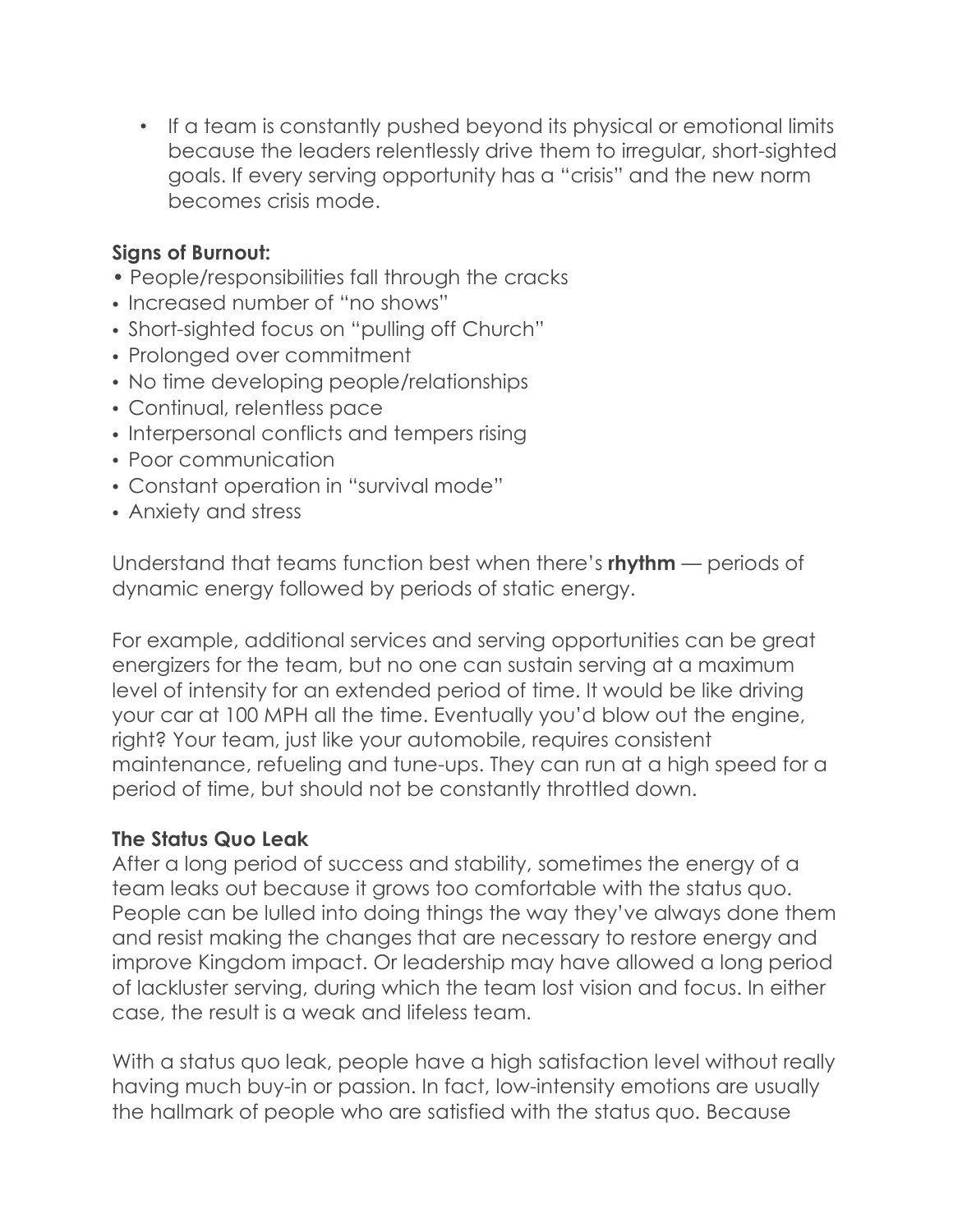- If a team is constantly pushed beyond its physical or emotional limits because the leaders relentlessly drive them to irregular, short-sighted goals. If every serving opportunity has a "crisis" and the new norm becomes crisis mode.

**Signs of Burnout:**

- People/responsibilities fall through the cracks
- Increased number of "no shows"
- Short-sighted focus on "pulling off Church"
- Prolonged over commitment
- No time developing people/relationships
- Continual, relentless pace
- Interpersonal conflicts and tempers rising
- Poor communication
- Constant operation in "survival mode"
- Anxiety and stress

Understand that teams function best when there's **rhythm** — periods of dynamic energy followed by periods of static energy.

For example, additional services and serving opportunities can be great energizers for the team, but no one can sustain serving at a maximum level of intensity for an extended period of time. It would be like driving your car at 100 MPH all the time. Eventually you'd blow out the engine, right? Your team, just like your automobile, requires consistent maintenance, refueling and tune-ups. They can run at a high speed for a period of time, but should not be constantly throttled down.

**The Status Quo Leak**

After a long period of success and stability, sometimes the energy of a team leaks out because it grows too comfortable with the status quo. People can be lulled into doing things the way they've always done them and resist making the changes that are necessary to restore energy and improve Kingdom impact. Or leadership may have allowed a long period of lackluster serving, during which the team lost vision and focus. In either case, the result is a weak and lifeless team.

With a status quo leak, people have a high satisfaction level without really having much buy-in or passion. In fact, low-intensity emotions are usually the hallmark of people who are satisfied with the status quo. Because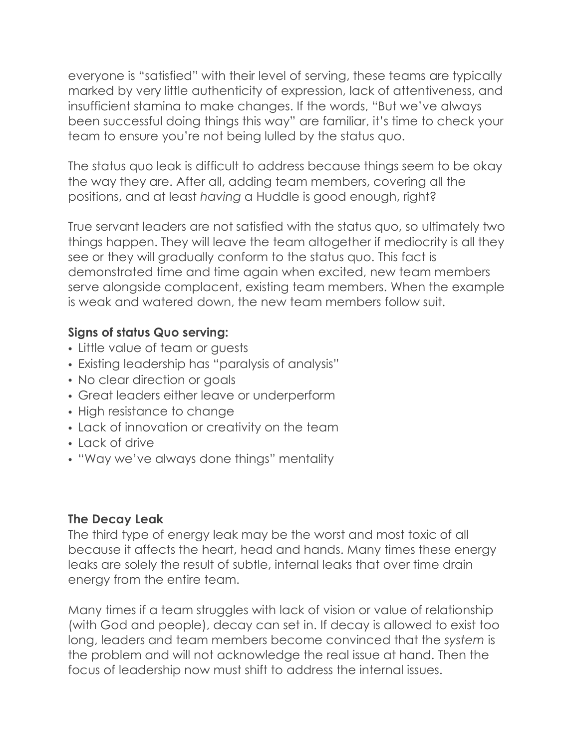everyone is "satisfied" with their level of serving, these teams are typically marked by very little authenticity of expression, lack of attentiveness, and insufficient stamina to make changes. If the words, "But we've always been successful doing things this way" are familiar, it's time to check your team to ensure you're not being lulled by the status quo.

The status quo leak is difficult to address because things seem to be okay the way they are. After all, adding team members, covering all the positions, and at least *having* a Huddle is good enough, right?

True servant leaders are not satisfied with the status quo, so ultimately two things happen. They will leave the team altogether if mediocrity is all they see or they will gradually conform to the status quo. This fact is demonstrated time and time again when excited, new team members serve alongside complacent, existing team members. When the example is weak and watered down, the new team members follow suit.

**Signs of status Quo serving:**

- Little value of team or guests
- Existing leadership has "paralysis of analysis"
- No clear direction or goals
- Great leaders either leave or underperform
- High resistance to change
- Lack of innovation or creativity on the team
- Lack of drive
- "Way we've always done things" mentality

**The Decay Leak**

The third type of energy leak may be the worst and most toxic of all because it affects the heart, head and hands. Many times these energy leaks are solely the result of subtle, internal leaks that over time drain energy from the entire team.

Many times if a team struggles with lack of vision or value of relationship (with God and people), decay can set in. If decay is allowed to exist too long, leaders and team members become convinced that the *system* is the problem and will not acknowledge the real issue at hand. Then the focus of leadership now must shift to address the internal issues.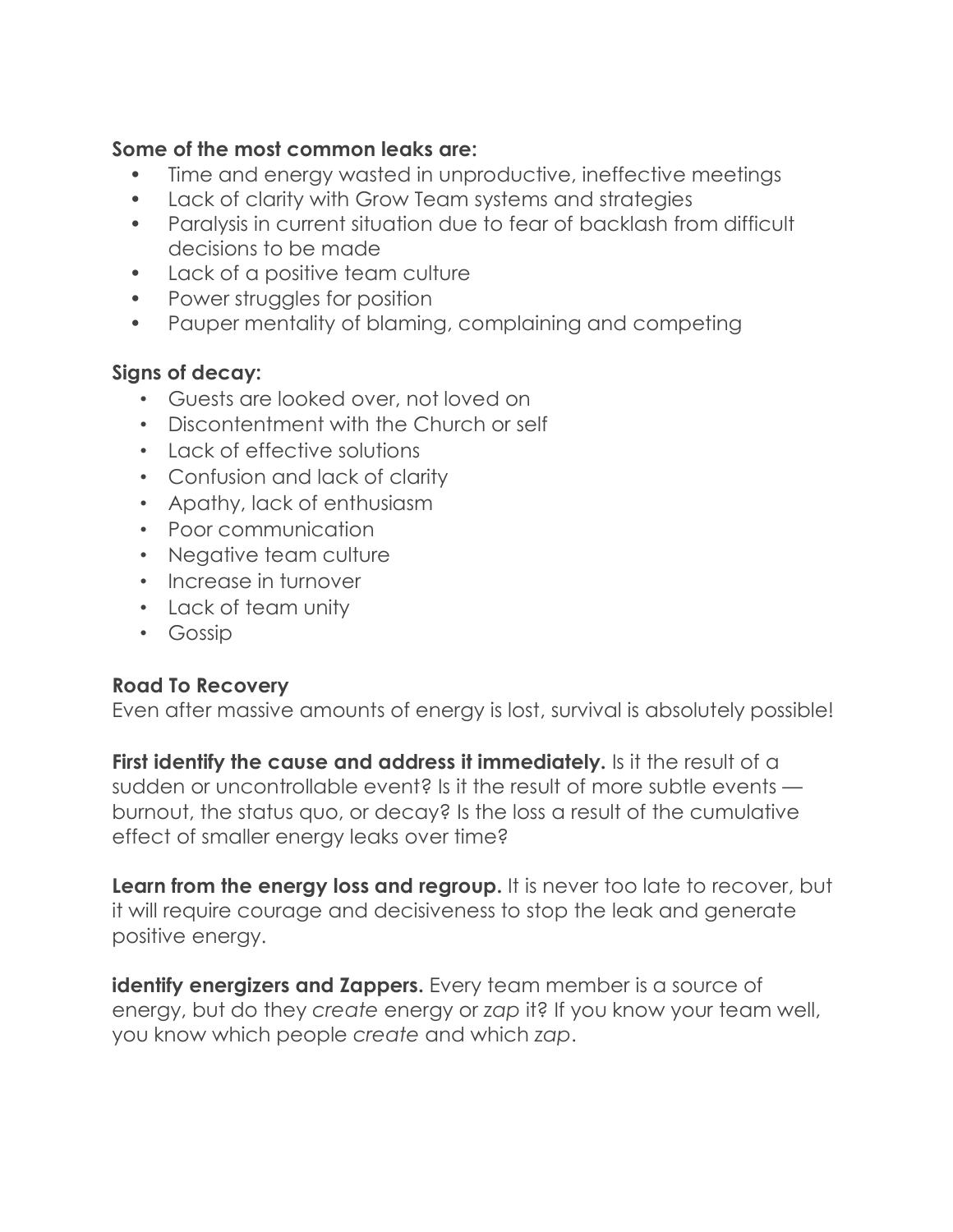**Some of the most common leaks are:**

- Time and energy wasted in unproductive, ineffective meetings
- Lack of clarity with Grow Team systems and strategies
- Paralysis in current situation due to fear of backlash from difficult decisions to be made
- Lack of a positive team culture
- Power struggles for position
- Pauper mentality of blaming, complaining and competing

**Signs of decay:**

- Guests are looked over, not loved on
- Discontentment with the Church or self
- Lack of effective solutions
- Confusion and lack of clarity
- Apathy, lack of enthusiasm
- Poor communication
- Negative team culture
- Increase in turnover
- Lack of team unity
- Gossip

**Road To Recovery**

Even after massive amounts of energy is lost, survival is absolutely possible!

**First identify the cause and address it immediately.** Is it the result of a sudden or uncontrollable event? Is it the result of more subtle events — burnout, the status quo, or decay? Is the loss a result of the cumulative effect of smaller energy leaks over time?

**Learn from the energy loss and regroup.** It is never too late to recover, but it will require courage and decisiveness to stop the leak and generate positive energy.

**identify energizers and Zappers.** Every team member is a source of energy, but do they *create* energy or *zap* it? If you know your team well, you know which people *create* and which *zap*.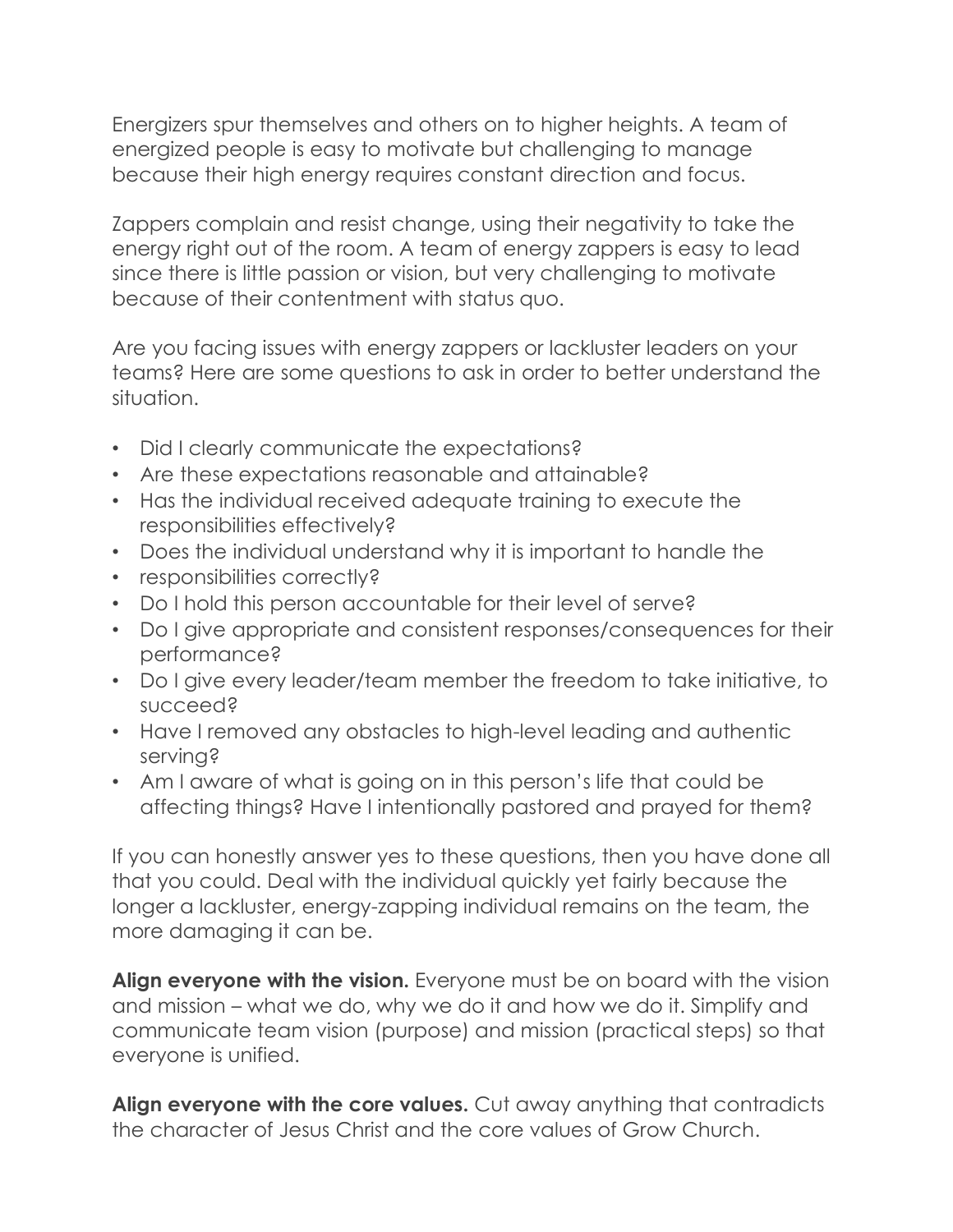Energizers spur themselves and others on to higher heights. A team of energized people is easy to motivate but challenging to manage because their high energy requires constant direction and focus.

Zappers complain and resist change, using their negativity to take the energy right out of the room. A team of energy zappers is easy to lead since there is little passion or vision, but very challenging to motivate because of their contentment with status quo.

Are you facing issues with energy zappers or lackluster leaders on your teams? Here are some questions to ask in order to better understand the situation.

- Did I clearly communicate the expectations?
- Are these expectations reasonable and attainable?
- Has the individual received adequate training to execute the responsibilities effectively?
- Does the individual understand why it is important to handle the
- responsibilities correctly?
- Do I hold this person accountable for their level of serve?
- Do I give appropriate and consistent responses/consequences for their performance?
- Do I give every leader/team member the freedom to take initiative, to succeed?
- Have I removed any obstacles to high-level leading and authentic serving?
- Am I aware of what is going on in this person's life that could be affecting things? Have I intentionally pastored and prayed for them?

If you can honestly answer yes to these questions, then you have done all that you could. Deal with the individual quickly yet fairly because the longer a lackluster, energy-zapping individual remains on the team, the more damaging it can be.

**Align everyone with the vision.** Everyone must be on board with the vision and mission – what we do, why we do it and how we do it. Simplify and communicate team vision (purpose) and mission (practical steps) so that everyone is unified.

**Align everyone with the core values.** Cut away anything that contradicts the character of Jesus Christ and the core values of Grow Church.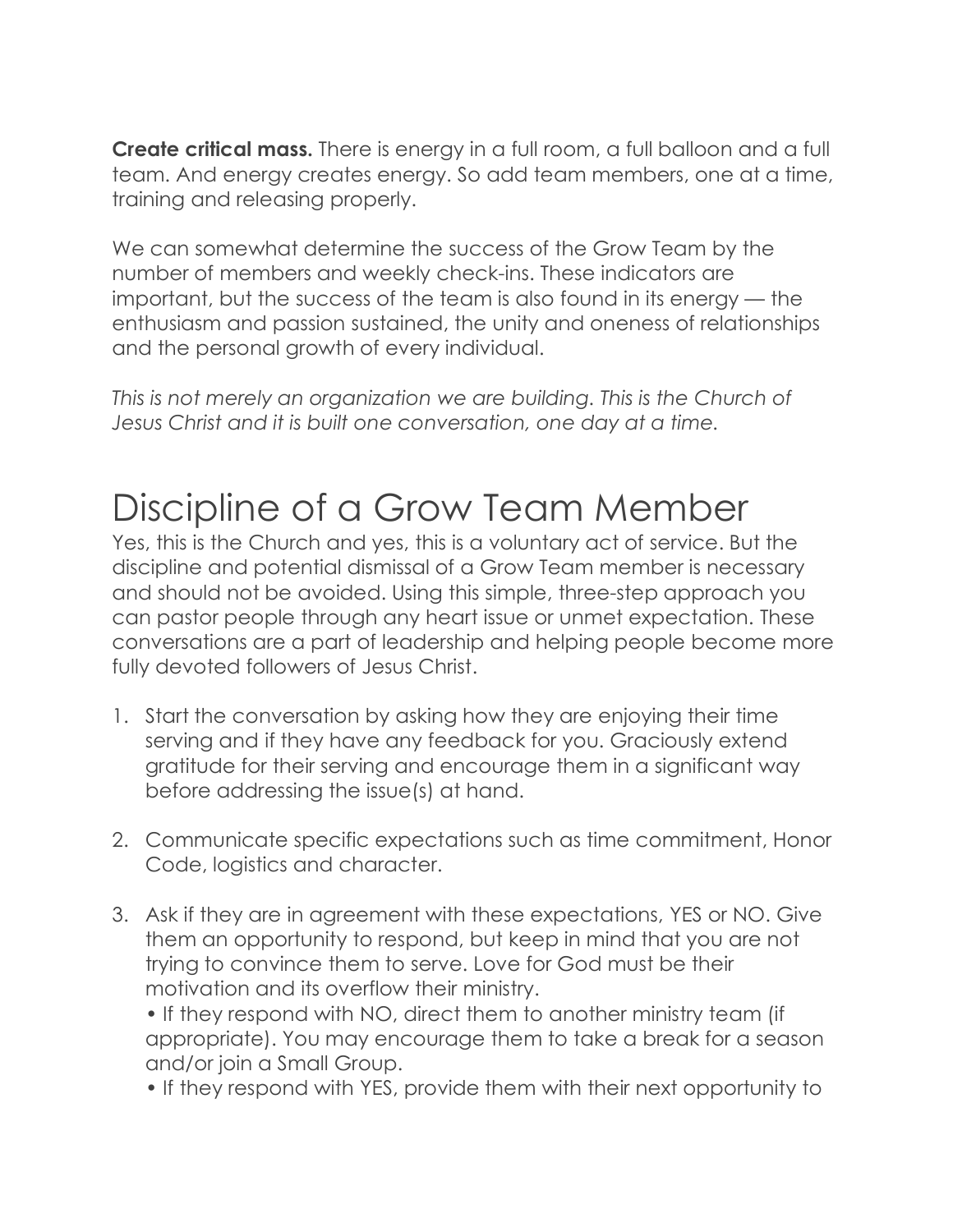**Create critical mass.** There is energy in a full room, a full balloon and a full team. And energy creates energy. So add team members, one at a time, training and releasing properly.

We can somewhat determine the success of the Grow Team by the number of members and weekly check-ins. These indicators are important, but the success of the team is also found in its energy — the enthusiasm and passion sustained, the unity and oneness of relationships and the personal growth of every individual.

*This is not merely an organization we are building. This is the Church of Jesus Christ and it is built one conversation, one day at a time.*

# Discipline of a Grow Team Member

Yes, this is the Church and yes, this is a voluntary act of service. But the discipline and potential dismissal of a Grow Team member is necessary and should not be avoided. Using this simple, three-step approach you can pastor people through any heart issue or unmet expectation. These conversations are a part of leadership and helping people become more fully devoted followers of Jesus Christ.

1. Start the conversation by asking how they are enjoying their time serving and if they have any feedback for you. Graciously extend gratitude for their serving and encourage them in a significant way before addressing the issue(s) at hand.

2. Communicate specific expectations such as time commitment, Honor Code, logistics and character.

3. Ask if they are in agreement with these expectations, YES or NO. Give them an opportunity to respond, but keep in mind that you are not trying to convince them to serve. Love for God must be their motivation and its overflow their ministry.
   - If they respond with NO, direct them to another ministry team (if appropriate). You may encourage them to take a break for a season and/or join a Small Group.
   - If they respond with YES, provide them with their next opportunity to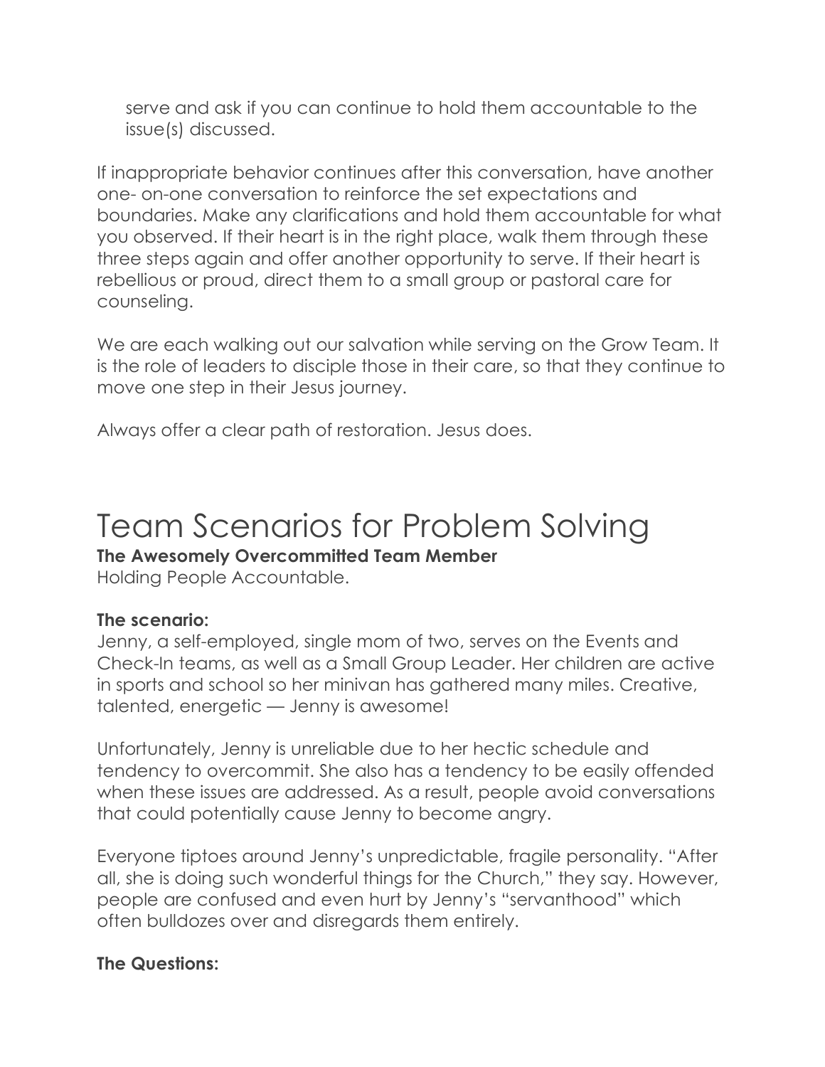serve and ask if you can continue to hold them accountable to the issue(s) discussed.

If inappropriate behavior continues after this conversation, have another one- on-one conversation to reinforce the set expectations and boundaries. Make any clarifications and hold them accountable for what you observed. If their heart is in the right place, walk them through these three steps again and offer another opportunity to serve. If their heart is rebellious or proud, direct them to a small group or pastoral care for counseling.

We are each walking out our salvation while serving on the Grow Team. It is the role of leaders to disciple those in their care, so that they continue to move one step in their Jesus journey.

Always offer a clear path of restoration. Jesus does.

# Team Scenarios for Problem Solving

**The Awesomely Overcommitted Team Member**

Holding People Accountable.

**The scenario:**

Jenny, a self-employed, single mom of two, serves on the Events and Check-In teams, as well as a Small Group Leader. Her children are active in sports and school so her minivan has gathered many miles. Creative, talented, energetic — Jenny is awesome!

Unfortunately, Jenny is unreliable due to her hectic schedule and tendency to overcommit. She also has a tendency to be easily offended when these issues are addressed. As a result, people avoid conversations that could potentially cause Jenny to become angry.

Everyone tiptoes around Jenny's unpredictable, fragile personality. "After all, she is doing such wonderful things for the Church," they say. However, people are confused and even hurt by Jenny's "servanthood" which often bulldozes over and disregards them entirely.

**The Questions:**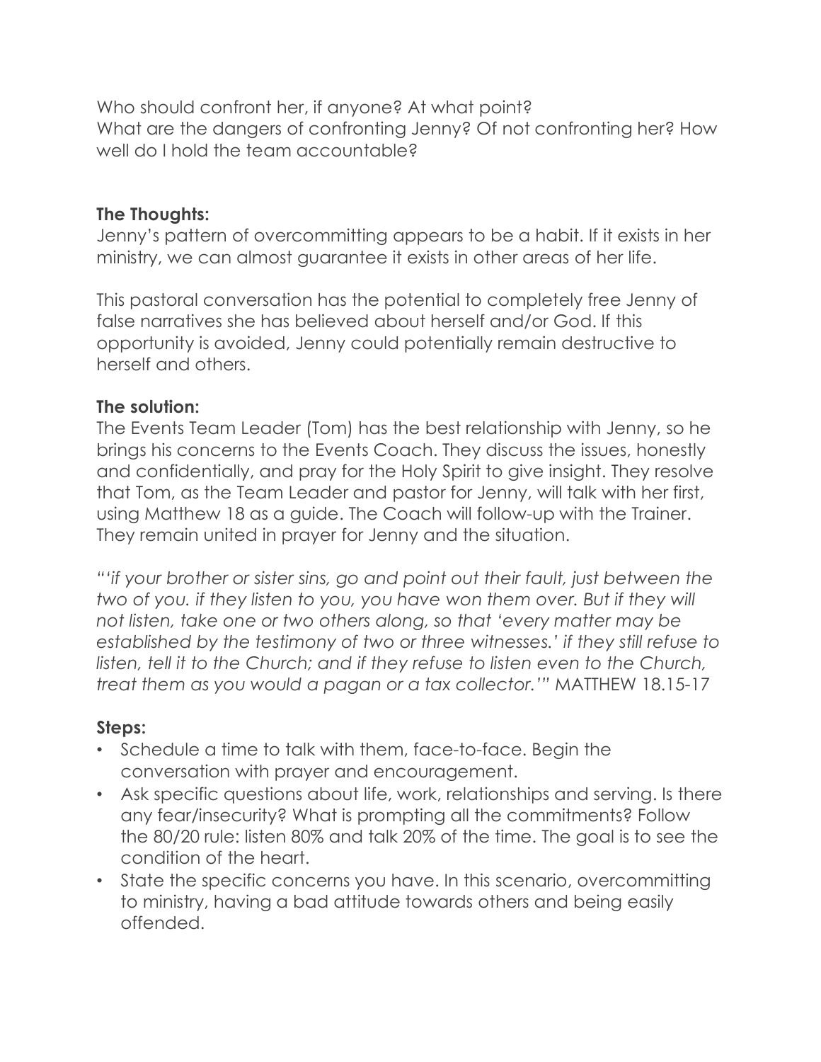Who should confront her, if anyone? At what point?
What are the dangers of confronting Jenny? Of not confronting her? How well do I hold the team accountable?

**The Thoughts:**
Jenny's pattern of overcommitting appears to be a habit. If it exists in her ministry, we can almost guarantee it exists in other areas of her life.

This pastoral conversation has the potential to completely free Jenny of false narratives she has believed about herself and/or God. If this opportunity is avoided, Jenny could potentially remain destructive to herself and others.

**The solution:**
The Events Team Leader (Tom) has the best relationship with Jenny, so he brings his concerns to the Events Coach. They discuss the issues, honestly and confidentially, and pray for the Holy Spirit to give insight. They resolve that Tom, as the Team Leader and pastor for Jenny, will talk with her first, using Matthew 18 as a guide. The Coach will follow-up with the Trainer. They remain united in prayer for Jenny and the situation.

*"'if your brother or sister sins, go and point out their fault, just between the two of you. if they listen to you, you have won them over. But if they will not listen, take one or two others along, so that 'every matter may be established by the testimony of two or three witnesses.' if they still refuse to listen, tell it to the Church; and if they refuse to listen even to the Church, treat them as you would a pagan or a tax collector.'"* MATTHEW 18.15-17

**Steps:**

- Schedule a time to talk with them, face-to-face. Begin the conversation with prayer and encouragement.
- Ask specific questions about life, work, relationships and serving. Is there any fear/insecurity? What is prompting all the commitments? Follow the 80/20 rule: listen 80% and talk 20% of the time. The goal is to see the condition of the heart.
- State the specific concerns you have. In this scenario, overcommitting to ministry, having a bad attitude towards others and being easily offended.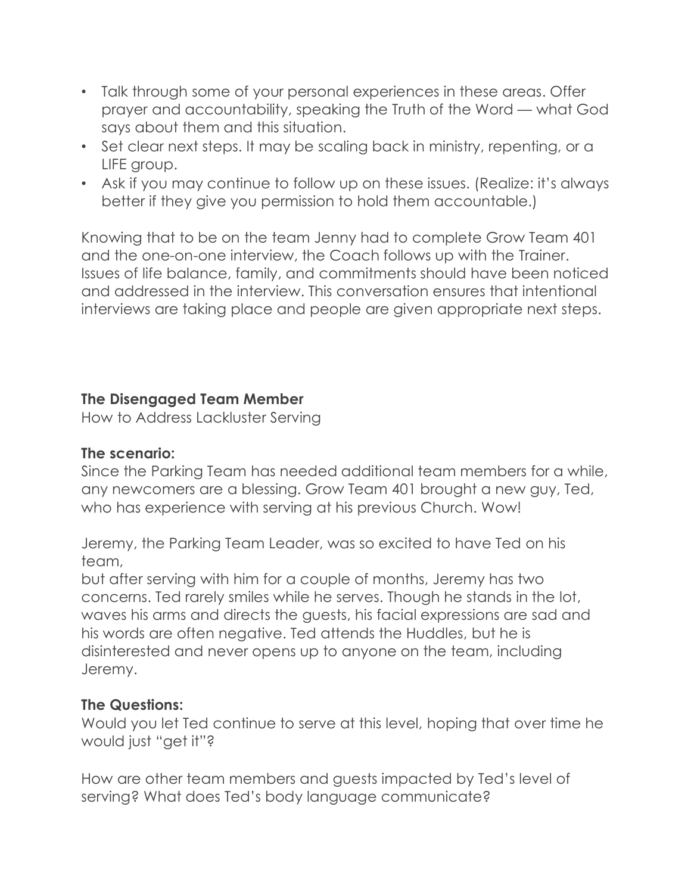- Talk through some of your personal experiences in these areas. Offer prayer and accountability, speaking the Truth of the Word — what God says about them and this situation.
- Set clear next steps. It may be scaling back in ministry, repenting, or a LIFE group.
- Ask if you may continue to follow up on these issues. (Realize: it's always better if they give you permission to hold them accountable.)

Knowing that to be on the team Jenny had to complete Grow Team 401 and the one-on-one interview, the Coach follows up with the Trainer. Issues of life balance, family, and commitments should have been noticed and addressed in the interview. This conversation ensures that intentional interviews are taking place and people are given appropriate next steps.

**The Disengaged Team Member**

How to Address Lackluster Serving

**The scenario:**

Since the Parking Team has needed additional team members for a while, any newcomers are a blessing. Grow Team 401 brought a new guy, Ted, who has experience with serving at his previous Church. Wow!

Jeremy, the Parking Team Leader, was so excited to have Ted on his team,
but after serving with him for a couple of months, Jeremy has two concerns. Ted rarely smiles while he serves. Though he stands in the lot, waves his arms and directs the guests, his facial expressions are sad and his words are often negative. Ted attends the Huddles, but he is disinterested and never opens up to anyone on the team, including Jeremy.

**The Questions:**

Would you let Ted continue to serve at this level, hoping that over time he would just "get it"?

How are other team members and guests impacted by Ted's level of serving? What does Ted's body language communicate?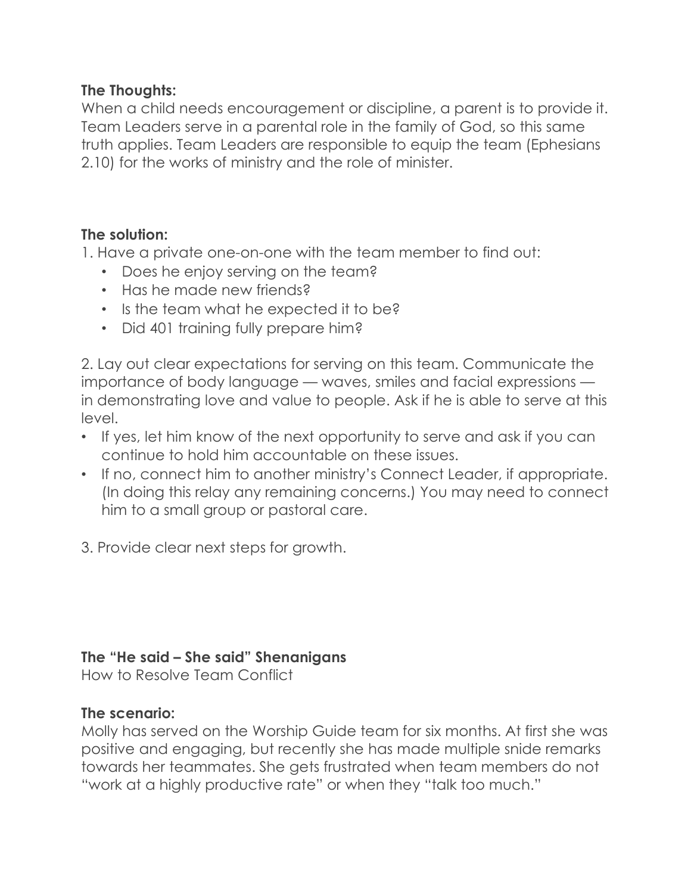**The Thoughts:**
When a child needs encouragement or discipline, a parent is to provide it. Team Leaders serve in a parental role in the family of God, so this same truth applies. Team Leaders are responsible to equip the team (Ephesians 2.10) for the works of ministry and the role of minister.

**The solution:**

1. Have a private one-on-one with the team member to find out:
    - Does he enjoy serving on the team?
    - Has he made new friends?
    - Is the team what he expected it to be?
    - Did 401 training fully prepare him?

2. Lay out clear expectations for serving on this team. Communicate the importance of body language — waves, smiles and facial expressions — in demonstrating love and value to people. Ask if he is able to serve at this level.

- If yes, let him know of the next opportunity to serve and ask if you can continue to hold him accountable on these issues.
- If no, connect him to another ministry's Connect Leader, if appropriate. (In doing this relay any remaining concerns.) You may need to connect him to a small group or pastoral care.

3. Provide clear next steps for growth.

**The "He said – She said" Shenanigans**
How to Resolve Team Conflict

**The scenario:**
Molly has served on the Worship Guide team for six months. At first she was positive and engaging, but recently she has made multiple snide remarks towards her teammates. She gets frustrated when team members do not "work at a highly productive rate" or when they "talk too much."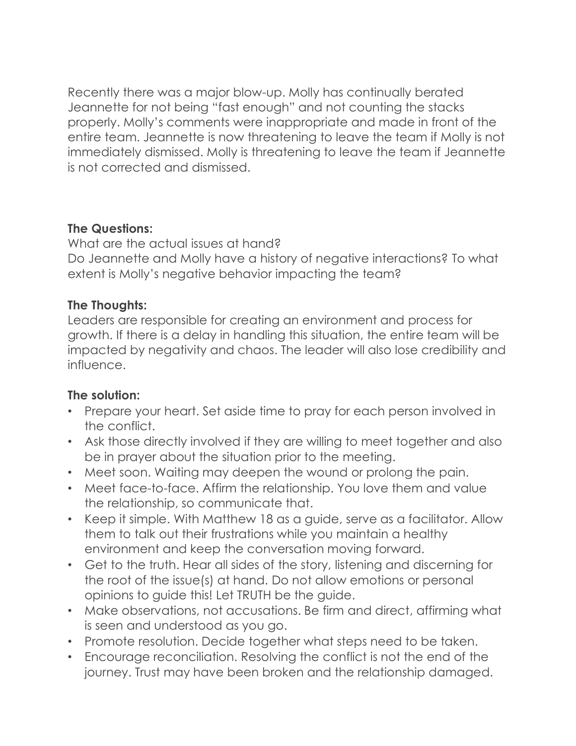Recently there was a major blow-up. Molly has continually berated Jeannette for not being "fast enough" and not counting the stacks properly. Molly's comments were inappropriate and made in front of the entire team. Jeannette is now threatening to leave the team if Molly is not immediately dismissed. Molly is threatening to leave the team if Jeannette is not corrected and dismissed.

**The Questions:**

What are the actual issues at hand?

Do Jeannette and Molly have a history of negative interactions? To what extent is Molly's negative behavior impacting the team?

**The Thoughts:**

Leaders are responsible for creating an environment and process for growth. If there is a delay in handling this situation, the entire team will be impacted by negativity and chaos. The leader will also lose credibility and influence.

**The solution:**

- Prepare your heart. Set aside time to pray for each person involved in the conflict.
- Ask those directly involved if they are willing to meet together and also be in prayer about the situation prior to the meeting.
- Meet soon. Waiting may deepen the wound or prolong the pain.
- Meet face-to-face. Affirm the relationship. You love them and value the relationship, so communicate that.
- Keep it simple. With Matthew 18 as a guide, serve as a facilitator. Allow them to talk out their frustrations while you maintain a healthy environment and keep the conversation moving forward.
- Get to the truth. Hear all sides of the story, listening and discerning for the root of the issue(s) at hand. Do not allow emotions or personal opinions to guide this! Let TRUTH be the guide.
- Make observations, not accusations. Be firm and direct, affirming what is seen and understood as you go.
- Promote resolution. Decide together what steps need to be taken.
- Encourage reconciliation. Resolving the conflict is not the end of the journey. Trust may have been broken and the relationship damaged.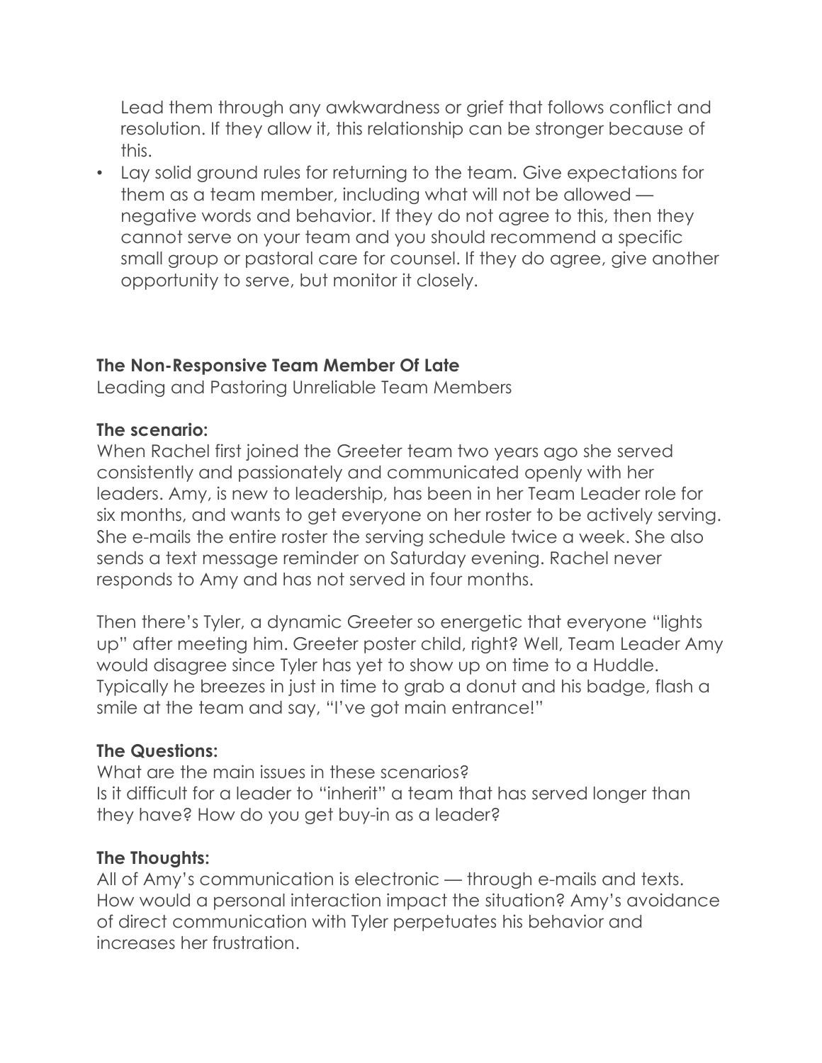Lead them through any awkwardness or grief that follows conflict and resolution. If they allow it, this relationship can be stronger because of this.

- Lay solid ground rules for returning to the team. Give expectations for them as a team member, including what will not be allowed — negative words and behavior. If they do not agree to this, then they cannot serve on your team and you should recommend a specific small group or pastoral care for counsel. If they do agree, give another opportunity to serve, but monitor it closely.

**The Non-Responsive Team Member Of Late**

Leading and Pastoring Unreliable Team Members

**The scenario:**

When Rachel first joined the Greeter team two years ago she served consistently and passionately and communicated openly with her leaders. Amy, is new to leadership, has been in her Team Leader role for six months, and wants to get everyone on her roster to be actively serving. She e-mails the entire roster the serving schedule twice a week. She also sends a text message reminder on Saturday evening. Rachel never responds to Amy and has not served in four months.

Then there's Tyler, a dynamic Greeter so energetic that everyone "lights up" after meeting him. Greeter poster child, right? Well, Team Leader Amy would disagree since Tyler has yet to show up on time to a Huddle. Typically he breezes in just in time to grab a donut and his badge, flash a smile at the team and say, "I've got main entrance!"

**The Questions:**

What are the main issues in these scenarios?
Is it difficult for a leader to "inherit" a team that has served longer than they have? How do you get buy-in as a leader?

**The Thoughts:**

All of Amy's communication is electronic — through e-mails and texts. How would a personal interaction impact the situation? Amy's avoidance of direct communication with Tyler perpetuates his behavior and increases her frustration.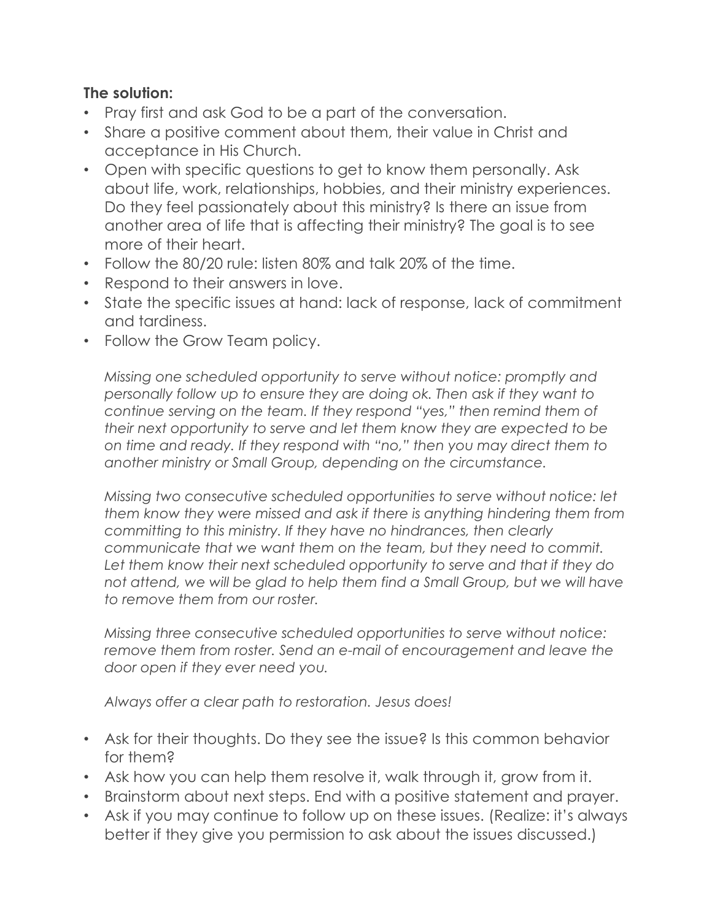**The solution:**

- Pray first and ask God to be a part of the conversation.
- Share a positive comment about them, their value in Christ and acceptance in His Church.
- Open with specific questions to get to know them personally. Ask about life, work, relationships, hobbies, and their ministry experiences. Do they feel passionately about this ministry? Is there an issue from another area of life that is affecting their ministry? The goal is to see more of their heart.
- Follow the 80/20 rule: listen 80% and talk 20% of the time.
- Respond to their answers in love.
- State the specific issues at hand: lack of response, lack of commitment and tardiness.
- Follow the Grow Team policy.

  *Missing one scheduled opportunity to serve without notice: promptly and personally follow up to ensure they are doing ok. Then ask if they want to continue serving on the team. If they respond "yes," then remind them of their next opportunity to serve and let them know they are expected to be on time and ready. If they respond with "no," then you may direct them to another ministry or Small Group, depending on the circumstance.*

  *Missing two consecutive scheduled opportunities to serve without notice: let them know they were missed and ask if there is anything hindering them from committing to this ministry. If they have no hindrances, then clearly communicate that we want them on the team, but they need to commit. Let them know their next scheduled opportunity to serve and that if they do not attend, we will be glad to help them find a Small Group, but we will have to remove them from our roster.*

  *Missing three consecutive scheduled opportunities to serve without notice: remove them from roster. Send an e-mail of encouragement and leave the door open if they ever need you.*

  *Always offer a clear path to restoration. Jesus does!*

- Ask for their thoughts. Do they see the issue? Is this common behavior for them?
- Ask how you can help them resolve it, walk through it, grow from it.
- Brainstorm about next steps. End with a positive statement and prayer.
- Ask if you may continue to follow up on these issues. (Realize: it's always better if they give you permission to ask about the issues discussed.)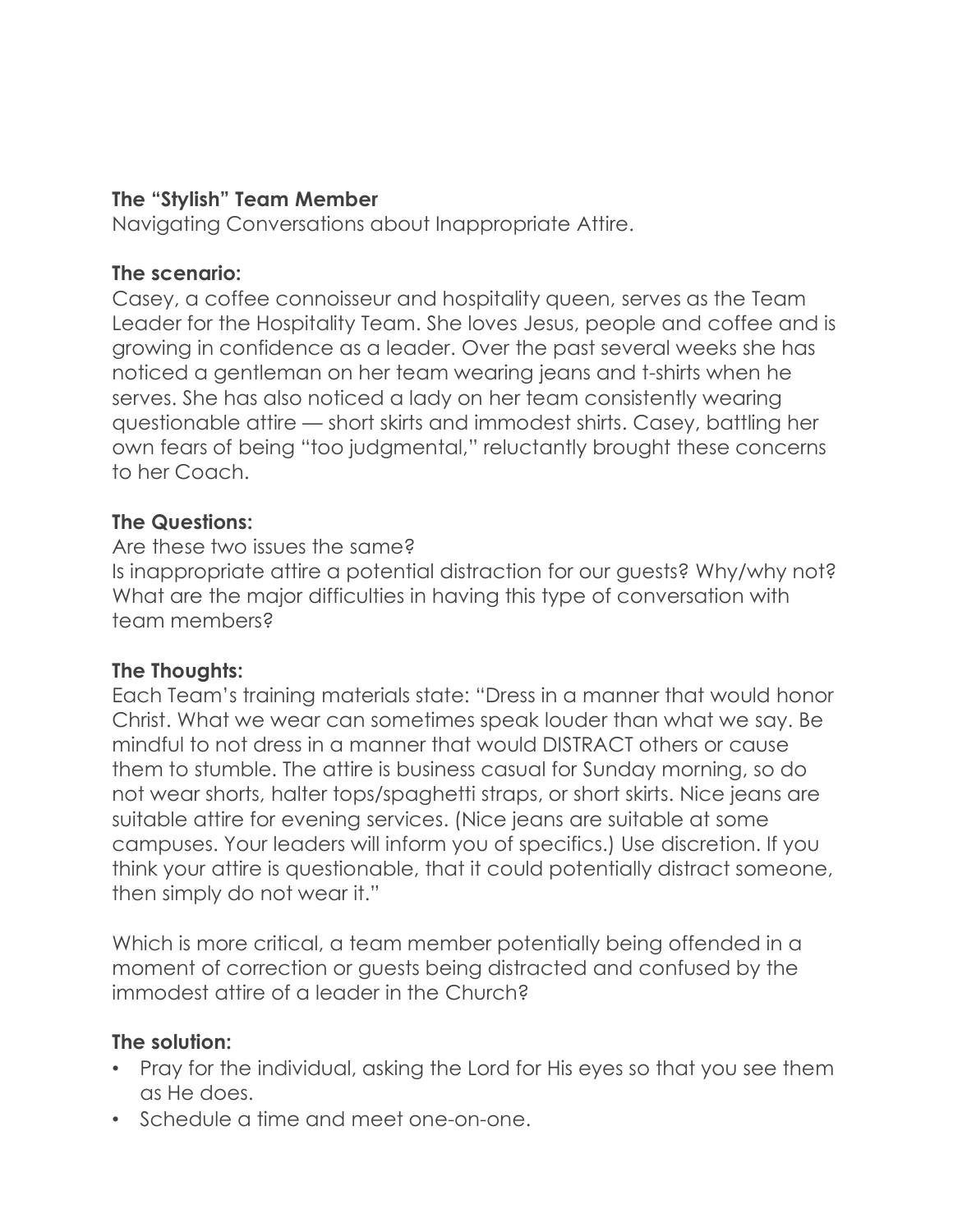**The "Stylish" Team Member**

Navigating Conversations about Inappropriate Attire.

**The scenario:**

Casey, a coffee connoisseur and hospitality queen, serves as the Team Leader for the Hospitality Team. She loves Jesus, people and coffee and is growing in confidence as a leader. Over the past several weeks she has noticed a gentleman on her team wearing jeans and t-shirts when he serves. She has also noticed a lady on her team consistently wearing questionable attire — short skirts and immodest shirts. Casey, battling her own fears of being "too judgmental," reluctantly brought these concerns to her Coach.

**The Questions:**

Are these two issues the same?
Is inappropriate attire a potential distraction for our guests? Why/why not?
What are the major difficulties in having this type of conversation with team members?

**The Thoughts:**

Each Team's training materials state: "Dress in a manner that would honor Christ. What we wear can sometimes speak louder than what we say. Be mindful to not dress in a manner that would DISTRACT others or cause them to stumble. The attire is business casual for Sunday morning, so do not wear shorts, halter tops/spaghetti straps, or short skirts. Nice jeans are suitable attire for evening services. (Nice jeans are suitable at some campuses. Your leaders will inform you of specifics.) Use discretion. If you think your attire is questionable, that it could potentially distract someone, then simply do not wear it."

Which is more critical, a team member potentially being offended in a moment of correction or guests being distracted and confused by the immodest attire of a leader in the Church?

**The solution:**

- Pray for the individual, asking the Lord for His eyes so that you see them as He does.
- Schedule a time and meet one-on-one.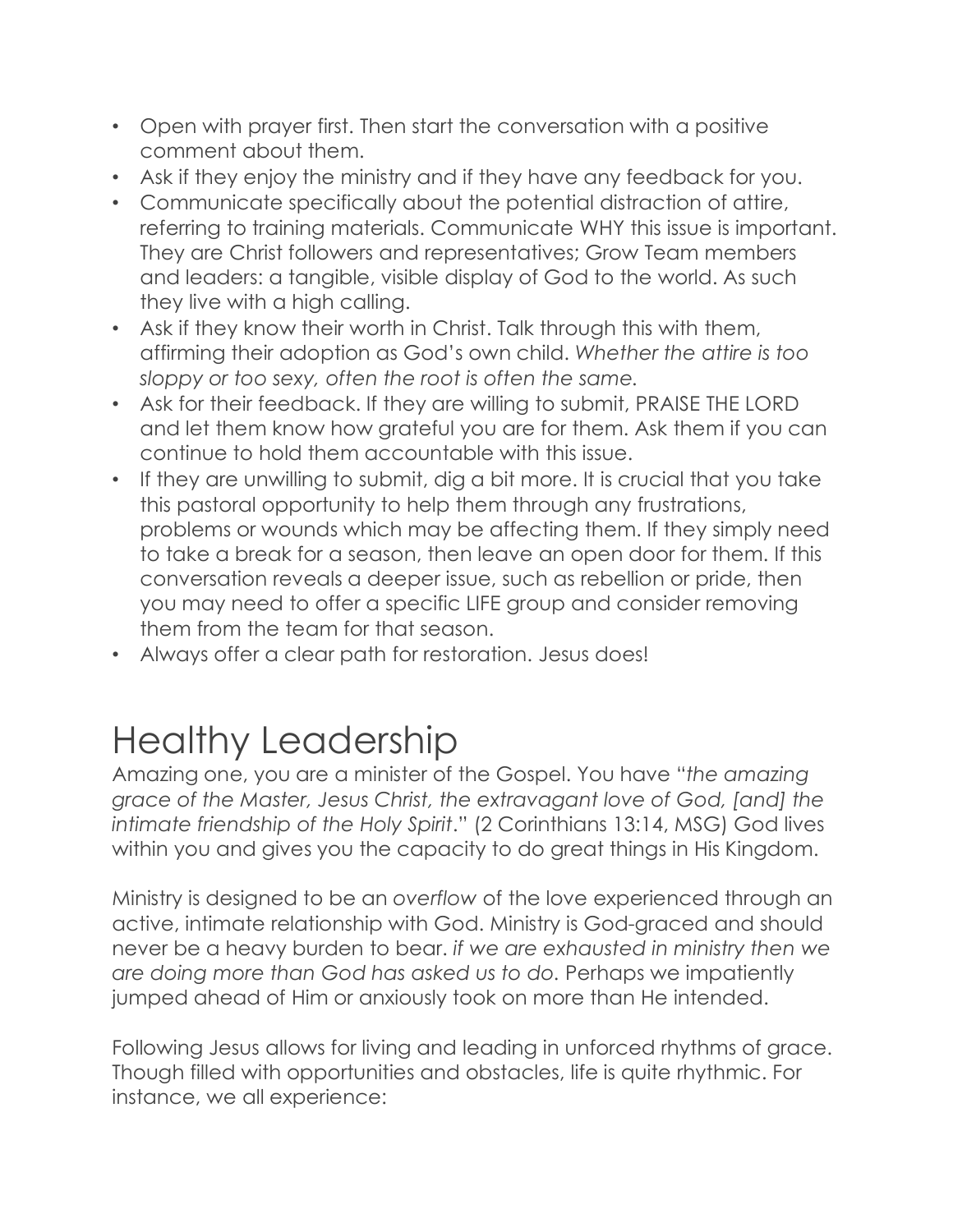- Open with prayer first. Then start the conversation with a positive comment about them.
- Ask if they enjoy the ministry and if they have any feedback for you.
- Communicate specifically about the potential distraction of attire, referring to training materials. Communicate WHY this issue is important. They are Christ followers and representatives; Grow Team members and leaders: a tangible, visible display of God to the world. As such they live with a high calling.
- Ask if they know their worth in Christ. Talk through this with them, affirming their adoption as God's own child. *Whether the attire is too sloppy or too sexy, often the root is often the same.*
- Ask for their feedback. If they are willing to submit, PRAISE THE LORD and let them know how grateful you are for them. Ask them if you can continue to hold them accountable with this issue.
- If they are unwilling to submit, dig a bit more. It is crucial that you take this pastoral opportunity to help them through any frustrations, problems or wounds which may be affecting them. If they simply need to take a break for a season, then leave an open door for them. If this conversation reveals a deeper issue, such as rebellion or pride, then you may need to offer a specific LIFE group and consider removing them from the team for that season.
- Always offer a clear path for restoration. Jesus does!

# Healthy Leadership

Amazing one, you are a minister of the Gospel. You have "*the amazing grace of the Master, Jesus Christ, the extravagant love of God, [and] the intimate friendship of the Holy Spirit*." (2 Corinthians 13:14, MSG) God lives within you and gives you the capacity to do great things in His Kingdom.

Ministry is designed to be an *overflow* of the love experienced through an active, intimate relationship with God. Ministry is God-graced and should never be a heavy burden to bear. *if we are exhausted in ministry then we are doing more than God has asked us to do.* Perhaps we impatiently jumped ahead of Him or anxiously took on more than He intended.

Following Jesus allows for living and leading in unforced rhythms of grace. Though filled with opportunities and obstacles, life is quite rhythmic. For instance, we all experience: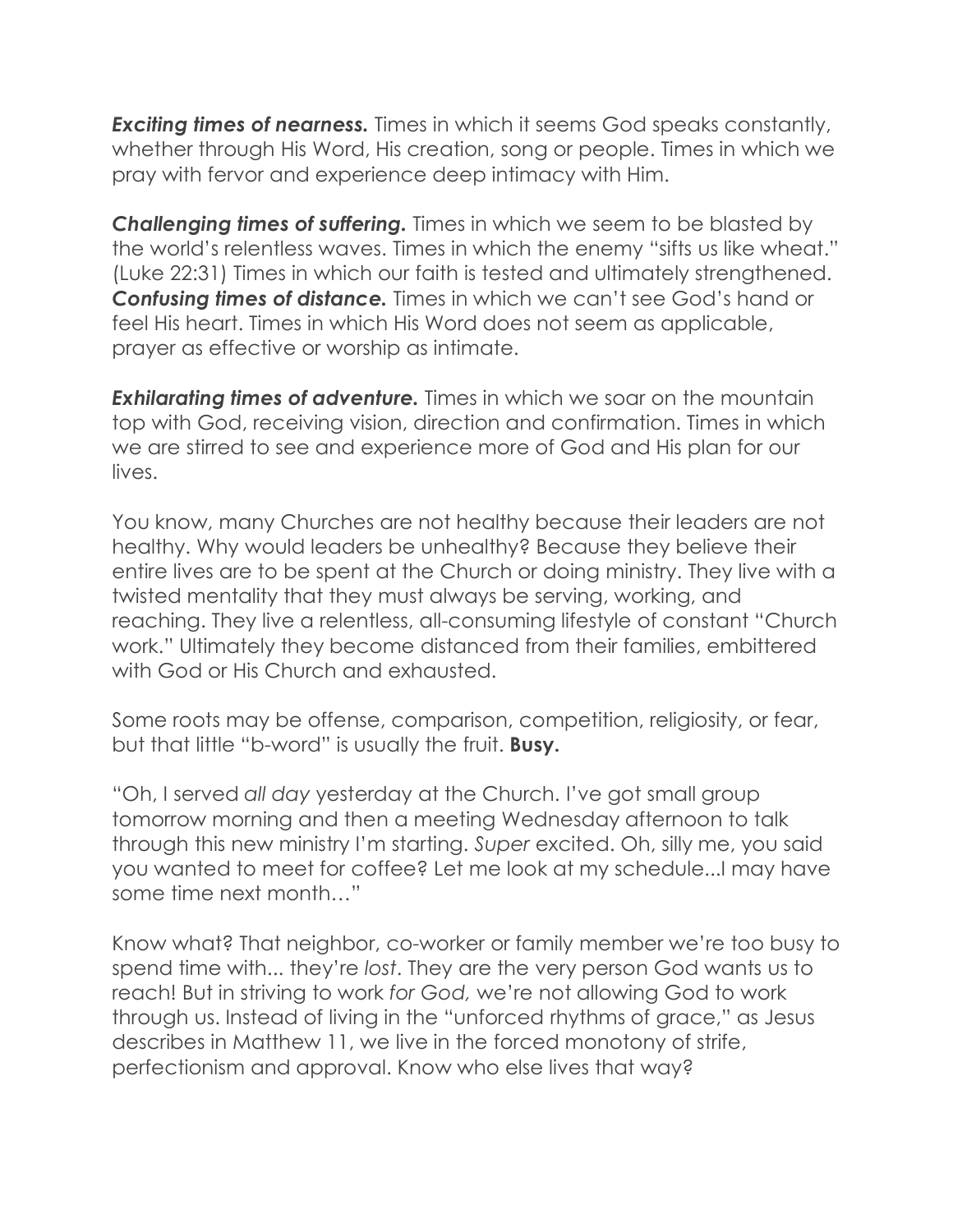***Exciting times of nearness.*** Times in which it seems God speaks constantly, whether through His Word, His creation, song or people. Times in which we pray with fervor and experience deep intimacy with Him.

***Challenging times of suffering.*** Times in which we seem to be blasted by the world's relentless waves. Times in which the enemy "sifts us like wheat." (Luke 22:31) Times in which our faith is tested and ultimately strengthened.

***Confusing times of distance.*** Times in which we can't see God's hand or feel His heart. Times in which His Word does not seem as applicable, prayer as effective or worship as intimate.

***Exhilarating times of adventure.*** Times in which we soar on the mountain top with God, receiving vision, direction and confirmation. Times in which we are stirred to see and experience more of God and His plan for our lives.

You know, many Churches are not healthy because their leaders are not healthy. Why would leaders be unhealthy? Because they believe their entire lives are to be spent at the Church or doing ministry. They live with a twisted mentality that they must always be serving, working, and reaching. They live a relentless, all-consuming lifestyle of constant "Church work." Ultimately they become distanced from their families, embittered with God or His Church and exhausted.

Some roots may be offense, comparison, competition, religiosity, or fear, but that little "b-word" is usually the fruit. **Busy.**

"Oh, I served *all day* yesterday at the Church. I've got small group tomorrow morning and then a meeting Wednesday afternoon to talk through this new ministry I'm starting. *Super* excited. Oh, silly me, you said you wanted to meet for coffee? Let me look at my schedule...I may have some time next month…"

Know what? That neighbor, co-worker or family member we're too busy to spend time with... they're *lost*. They are the very person God wants us to reach! But in striving to work *for God,* we're not allowing God to work through us. Instead of living in the "unforced rhythms of grace," as Jesus describes in Matthew 11, we live in the forced monotony of strife, perfectionism and approval. Know who else lives that way?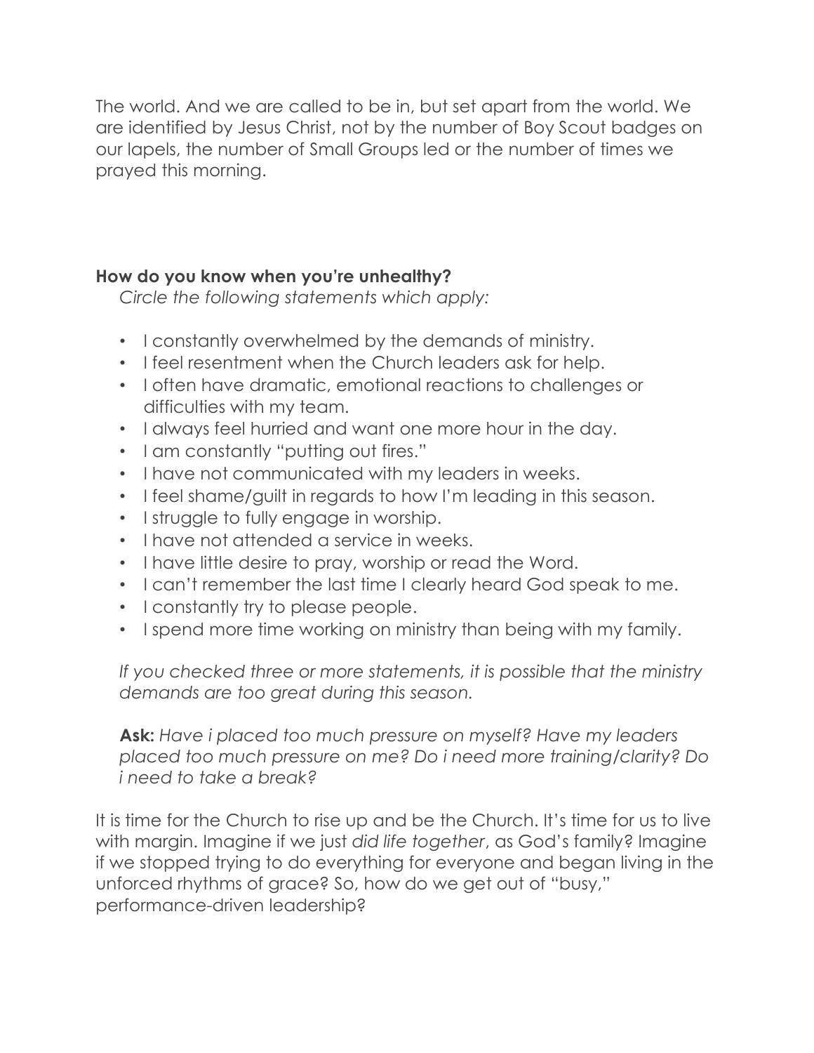The world. And we are called to be in, but set apart from the world. We are identified by Jesus Christ, not by the number of Boy Scout badges on our lapels, the number of Small Groups led or the number of times we prayed this morning.

**How do you know when you're unhealthy?**

*Circle the following statements which apply:*

- I constantly overwhelmed by the demands of ministry.
- I feel resentment when the Church leaders ask for help.
- I often have dramatic, emotional reactions to challenges or difficulties with my team.
- I always feel hurried and want one more hour in the day.
- I am constantly "putting out fires."
- I have not communicated with my leaders in weeks.
- I feel shame/guilt in regards to how I'm leading in this season.
- I struggle to fully engage in worship.
- I have not attended a service in weeks.
- I have little desire to pray, worship or read the Word.
- I can't remember the last time I clearly heard God speak to me.
- I constantly try to please people.
- I spend more time working on ministry than being with my family.

*If you checked three or more statements, it is possible that the ministry demands are too great during this season.*

**Ask:** *Have i placed too much pressure on myself? Have my leaders placed too much pressure on me? Do i need more training/clarity? Do i need to take a break?*

It is time for the Church to rise up and be the Church. It's time for us to live with margin. Imagine if we just *did life together*, as God's family? Imagine if we stopped trying to do everything for everyone and began living in the unforced rhythms of grace? So, how do we get out of "busy," performance-driven leadership?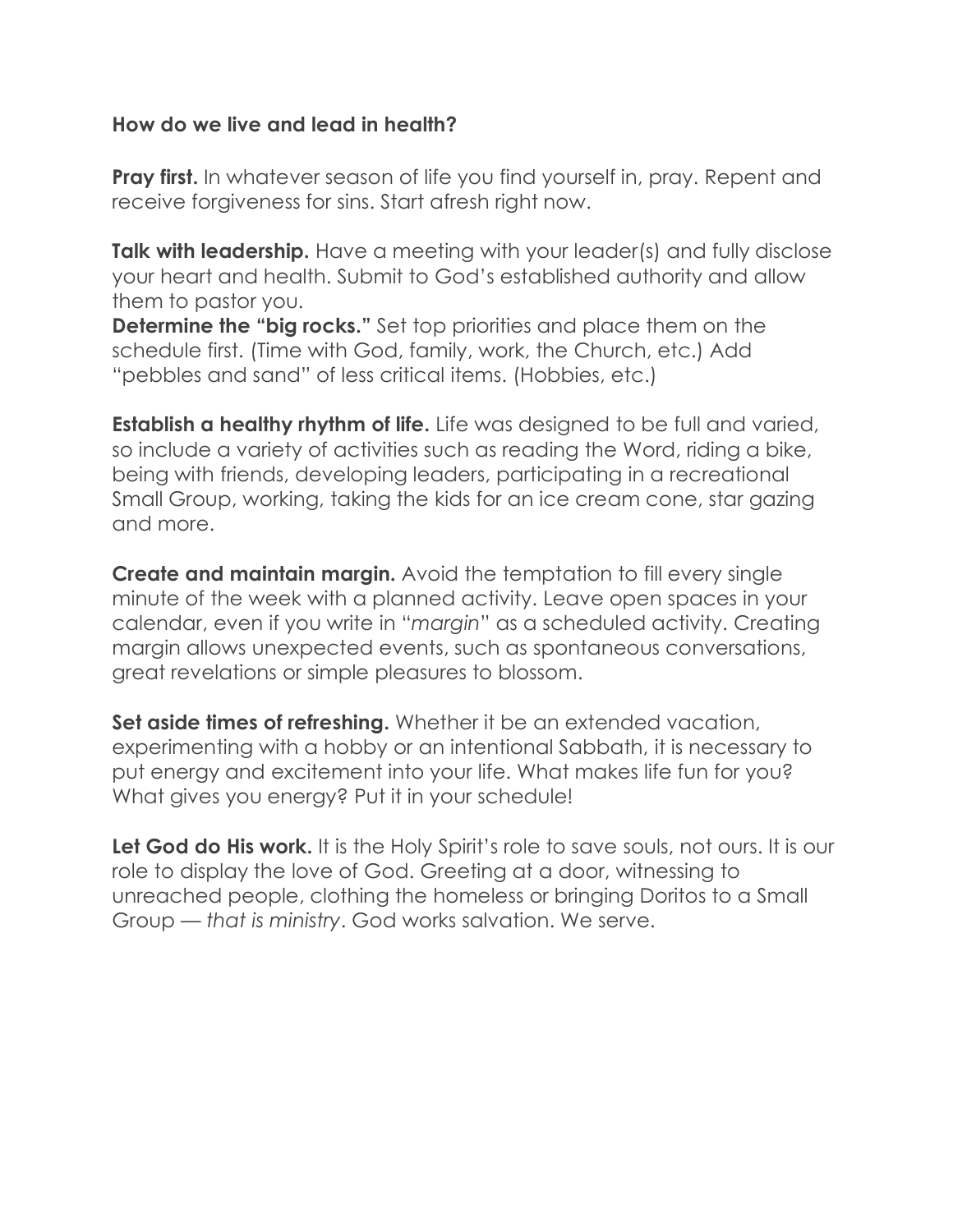**How do we live and lead in health?**

**Pray first.** In whatever season of life you find yourself in, pray. Repent and receive forgiveness for sins. Start afresh right now.

**Talk with leadership.** Have a meeting with your leader(s) and fully disclose your heart and health. Submit to God's established authority and allow them to pastor you.

**Determine the "big rocks."** Set top priorities and place them on the schedule first. (Time with God, family, work, the Church, etc.) Add "pebbles and sand" of less critical items. (Hobbies, etc.)

**Establish a healthy rhythm of life.** Life was designed to be full and varied, so include a variety of activities such as reading the Word, riding a bike, being with friends, developing leaders, participating in a recreational Small Group, working, taking the kids for an ice cream cone, star gazing and more.

**Create and maintain margin.** Avoid the temptation to fill every single minute of the week with a planned activity. Leave open spaces in your calendar, even if you write in "*margin*" as a scheduled activity. Creating margin allows unexpected events, such as spontaneous conversations, great revelations or simple pleasures to blossom.

**Set aside times of refreshing.** Whether it be an extended vacation, experimenting with a hobby or an intentional Sabbath, it is necessary to put energy and excitement into your life. What makes life fun for you? What gives you energy? Put it in your schedule!

**Let God do His work.** It is the Holy Spirit's role to save souls, not ours. It is our role to display the love of God. Greeting at a door, witnessing to unreached people, clothing the homeless or bringing Doritos to a Small Group — *that is ministry*. God works salvation. We serve.